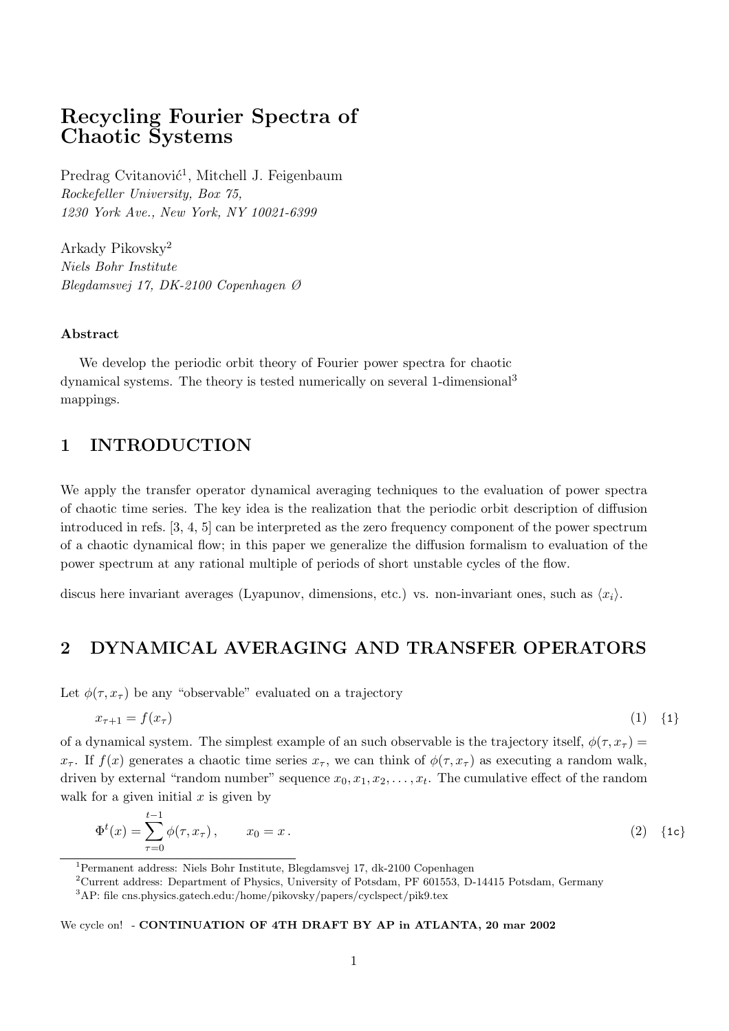# Recycling Fourier Spectra of Chaotic Systems

Predrag Cvitanović[1], Mitchell J. Feigenbaum
*Rockefeller University, Box 75,*
*1230 York Ave., New York, NY 10021-6399*

Arkady Pikovsky[2]
*Niels Bohr Institute*
*Blegdamsvej 17, DK-2100 Copenhagen Ø*

### Abstract

We develop the periodic orbit theory of Fourier power spectra for chaotic dynamical systems. The theory is tested numerically on several 1-dimensional[3] mappings.

## 1 INTRODUCTION

We apply the transfer operator dynamical averaging techniques to the evaluation of power spectra of chaotic time series. The key idea is the realization that the periodic orbit description of diffusion introduced in refs. [3, 4, 5] can be interpreted as the zero frequency component of the power spectrum of a chaotic dynamical flow; in this paper we generalize the diffusion formalism to evaluation of the power spectrum at any rational multiple of periods of short unstable cycles of the flow.

discus here invariant averages (Lyapunov, dimensions, etc.) vs. non-invariant ones, such as $\langle x_i \rangle$.

## 2 DYNAMICAL AVERAGING AND TRANSFER OPERATORS

Let $\phi(\tau, x_\tau)$ be any "observable" evaluated on a trajectory

$$x_{\tau+1} = f(x_\tau) \qquad (1) \quad \{1\}$$

of a dynamical system. The simplest example of an such observable is the trajectory itself, $\phi(\tau, x_\tau) = x_\tau$. If $f(x)$ generates a chaotic time series $x_\tau$, we can think of $\phi(\tau, x_\tau)$ as executing a random walk, driven by external "random number" sequence $x_0, x_1, x_2, \ldots, x_t$. The cumulative effect of the random walk for a given initial $x$ is given by

$$\Phi^t(x) = \sum_{\tau=0}^{t-1} \phi(\tau, x_\tau)\,, \qquad x_0 = x\,. \qquad (2) \quad \{1c\}$$

[1] Permanent address: Niels Bohr Institute, Blegdamsvej 17, dk-2100 Copenhagen

[2] Current address: Department of Physics, University of Potsdam, PF 601553, D-14415 Potsdam, Germany

[3] AP: file cns.physics.gatech.edu:/home/pikovsky/papers/cyclspect/pik9.tex

We cycle on! - **CONTINUATION OF 4TH DRAFT BY AP in ATLANTA, 20 mar 2002**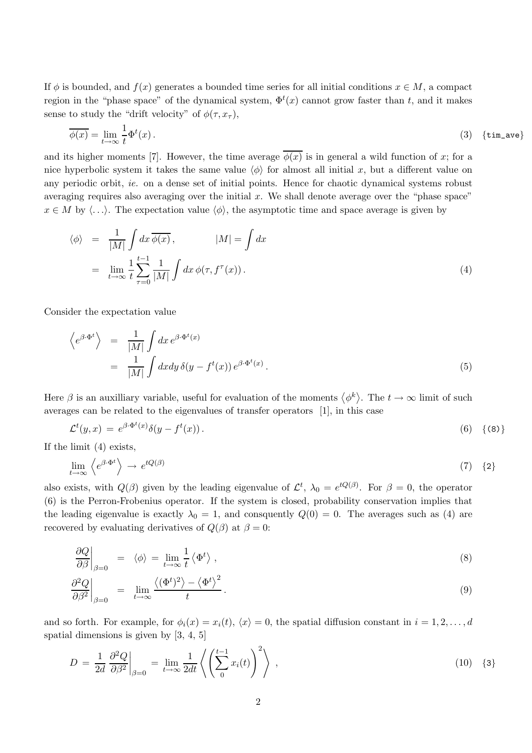If $\phi$ is bounded, and $f(x)$ generates a bounded time series for all initial conditions $x \in M$, a compact region in the "phase space" of the dynamical system, $\Phi^t(x)$ cannot grow faster than $t$, and it makes sense to study the "drift velocity" of $\phi(\tau, x_\tau)$,

$$\overline{\phi(x)} = \lim_{t\to\infty} \frac{1}{t}\Phi^t(x)\,. \tag{3}$$

and its higher moments [7]. However, the time average $\overline{\phi(x)}$ is in general a wild function of $x$; for a nice hyperbolic system it takes the same value $\langle\phi\rangle$ for almost all initial $x$, but a different value on any periodic orbit, *ie.* on a dense set of initial points. Hence for chaotic dynamical systems robust averaging requires also averaging over the initial $x$. We shall denote average over the "phase space" $x \in M$ by $\langle \ldots \rangle$. The expectation value $\langle\phi\rangle$, the asymptotic time and space average is given by

$$\begin{aligned}
\langle\phi\rangle &= \frac{1}{|M|}\int dx\, \overline{\phi(x)}\,, \qquad\qquad |M| = \int dx \\
&= \lim_{t\to\infty} \frac{1}{t}\sum_{\tau=0}^{t-1} \frac{1}{|M|}\int dx\, \phi(\tau, f^\tau(x))\,.
\end{aligned} \tag{4}$$

Consider the expectation value

$$\begin{aligned}
\left\langle e^{\beta\cdot\Phi^t}\right\rangle &= \frac{1}{|M|}\int dx\, e^{\beta\cdot\Phi^t(x)} \\
&= \frac{1}{|M|}\int dxdy\, \delta(y - f^t(x))\, e^{\beta\cdot\Phi^t(x)}\,.
\end{aligned} \tag{5}$$

Here $\beta$ is an auxilliary variable, useful for evaluation of the moments $\langle\phi^k\rangle$. The $t\to\infty$ limit of such averages can be related to the eigenvalues of transfer operators [1], in this case

$$\mathcal{L}^t(y,x) \,=\, e^{\beta\cdot\Phi^t(x)}\delta(y - f^t(x))\,. \tag{6}$$

If the limit (4) exists,

$$\lim_{t\to\infty}\left\langle e^{\beta\cdot\Phi^t}\right\rangle \,\to\, e^{tQ(\beta)} \tag{7}$$

also exists, with $Q(\beta)$ given by the leading eigenvalue of $\mathcal{L}^t$, $\lambda_0 = e^{tQ(\beta)}$. For $\beta = 0$, the operator (6) is the Perron-Frobenius operator. If the system is closed, probability conservation implies that the leading eigenvalue is exactly $\lambda_0 = 1$, and consquently $Q(0) = 0$. The averages such as (4) are recovered by evaluating derivatives of $Q(\beta)$ at $\beta = 0$:

$$\left.\frac{\partial Q}{\partial\beta}\right|_{\beta=0} \;=\; \langle\phi\rangle \,=\, \lim_{t\to\infty}\frac{1}{t}\left\langle\Phi^t\right\rangle\,, \tag{8}$$

$$\left.\frac{\partial^2 Q}{\partial\beta^2}\right|_{\beta=0} \;=\; \lim_{t\to\infty}\frac{\left\langle(\Phi^t)^2\right\rangle - \left\langle\Phi^t\right\rangle^2}{t}\,. \tag{9}$$

and so forth. For example, for $\phi_i(x) = x_i(t)$, $\langle x\rangle = 0$, the spatial diffusion constant in $i = 1, 2, \ldots, d$ spatial dimensions is given by [3, 4, 5]

$$D \,=\, \frac{1}{2d}\left.\frac{\partial^2 Q}{\partial\beta^2}\right|_{\beta=0} \,=\, \lim_{t\to\infty}\frac{1}{2dt}\left\langle\left(\sum_0^{t-1} x_i(t)\right)^2\right\rangle\,, \tag{10}$$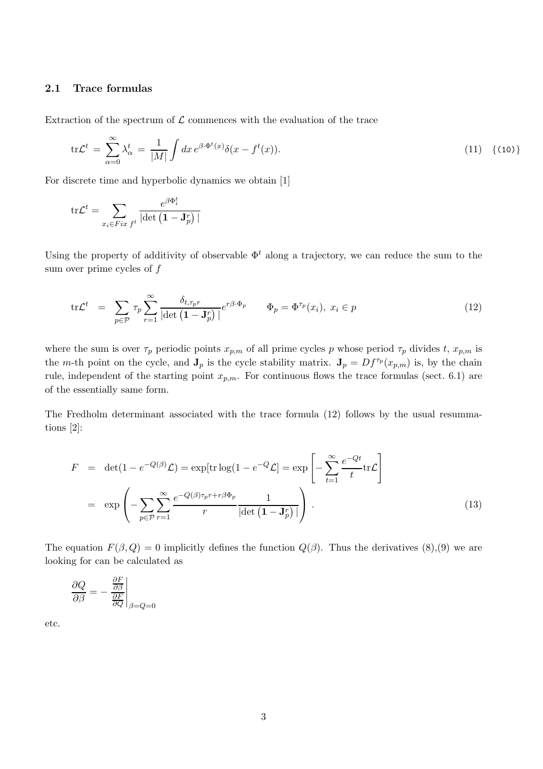### 2.1 Trace formulas

Extraction of the spectrum of $\mathcal{L}$ commences with the evaluation of the trace

$$\mathrm{tr}\mathcal{L}^t = \sum_{\alpha=0}^{\infty} \lambda_\alpha^t = \frac{1}{|M|} \int dx\, e^{\beta\cdot\Phi^t(x)} \delta(x - f^t(x)). \qquad (11) \quad \{(10)\}$$

For discrete time and hyperbolic dynamics we obtain [1]

$$\mathrm{tr}\mathcal{L}^t = \sum_{x_i \in Fix\, f^t} \frac{e^{\beta\Phi_i^t}}{|\det\left(\mathbf{1} - \mathbf{J}_p^r\right)|}$$

Using the property of additivity of observable $\Phi^t$ along a trajectory, we can reduce the sum to the sum over prime cycles of $f$

$$\mathrm{tr}\mathcal{L}^t = \sum_{p \in \mathcal{P}} \tau_p \sum_{r=1}^{\infty} \frac{\delta_{t,\tau_p r}}{|\det\left(\mathbf{1} - \mathbf{J}_p^r\right)|} e^{r\beta\cdot\Phi_p} \qquad \Phi_p = \Phi^{\tau_p}(x_i),\ x_i \in p \qquad (12)$$

where the sum is over $\tau_p$ periodic points $x_{p,m}$ of all prime cycles $p$ whose period $\tau_p$ divides $t$, $x_{p,m}$ is the $m$-th point on the cycle, and $\mathbf{J}_p$ is the cycle stability matrix. $\mathbf{J}_p = Df^{\tau_p}(x_{p,m})$ is, by the chain rule, independent of the starting point $x_{p,m}$. For continuous flows the trace formulas (sect. 6.1) are of the essentially same form.

The Fredholm determinant associated with the trace formula (12) follows by the usual resummations [2]:

$$\begin{aligned} F &= \det(1 - e^{-Q(\beta)}\mathcal{L}) = \exp[\mathrm{tr}\log(1 - e^{-Q}\mathcal{L}] = \exp\left[-\sum_{t=1}^{\infty} \frac{e^{-Qt}}{t} \mathrm{tr}\mathcal{L}\right] \\ &= \exp\left(-\sum_{p\in\mathcal{P}} \sum_{r=1}^{\infty} \frac{e^{-Q(\beta)\tau_p r + r\beta\Phi_p}}{r} \frac{1}{|\det\left(\mathbf{1} - \mathbf{J}_p^r\right)|}\right). \end{aligned} \qquad (13)$$

The equation $F(\beta, Q) = 0$ implicitly defines the function $Q(\beta)$. Thus the derivatives (8),(9) we are looking for can be calculated as

$$\frac{\partial Q}{\partial \beta} = -\left.\frac{\frac{\partial F}{\partial \beta}}{\frac{\partial F}{\partial Q}}\right|_{\beta=Q=0}$$

etc.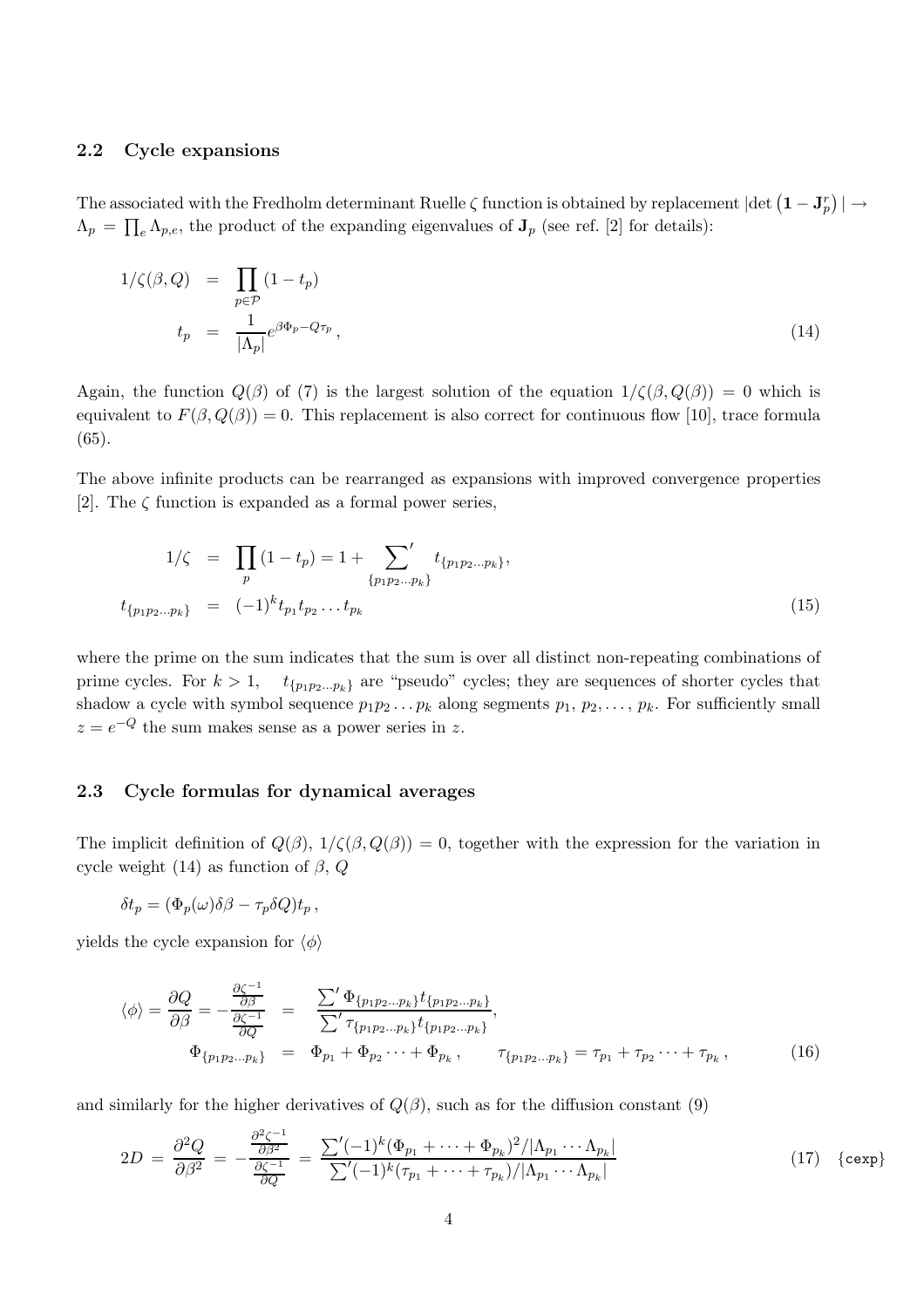### 2.2 Cycle expansions

The associated with the Fredholm determinant Ruelle $\zeta$ function is obtained by replacement $|\det\left(\mathbf{1}-\mathbf{J}_p^r\right)| \to \Lambda_p = \prod_e \Lambda_{p,e}$, the product of the expanding eigenvalues of $\mathbf{J}_p$ (see ref. [2] for details):

$$
\begin{aligned}
1/\zeta(\beta,Q) &= \prod_{p\in\mathcal{P}}(1-t_p) \\
t_p &= \frac{1}{|\Lambda_p|}e^{\beta\Phi_p - Q\tau_p}\,,
\end{aligned}
\tag{14}
$$

Again, the function $Q(\beta)$ of (7) is the largest solution of the equation $1/\zeta(\beta,Q(\beta)) = 0$ which is equivalent to $F(\beta,Q(\beta)) = 0$. This replacement is also correct for continuous flow [10], trace formula (65).

The above infinite products can be rearranged as expansions with improved convergence properties [2]. The $\zeta$ function is expanded as a formal power series,

$$
\begin{aligned}
1/\zeta &= \prod_p(1-t_p) = 1 + {\sum_{\{p_1p_2\ldots p_k\}}}^{\prime} t_{\{p_1p_2\ldots p_k\}}, \\
t_{\{p_1p_2\ldots p_k\}} &= (-1)^k t_{p_1}t_{p_2}\ldots t_{p_k}
\end{aligned}
\tag{15}
$$

where the prime on the sum indicates that the sum is over all distinct non-repeating combinations of prime cycles. For $k>1$, $t_{\{p_1p_2\ldots p_k\}}$ are "pseudo" cycles; they are sequences of shorter cycles that shadow a cycle with symbol sequence $p_1p_2\ldots p_k$ along segments $p_1$, $p_2,\ldots,$ $p_k$. For sufficiently small $z=e^{-Q}$ the sum makes sense as a power series in $z$.

### 2.3 Cycle formulas for dynamical averages

The implicit definition of $Q(\beta)$, $1/\zeta(\beta,Q(\beta)) = 0$, together with the expression for the variation in cycle weight (14) as function of $\beta$, $Q$

$$
\delta t_p = (\Phi_p(\omega)\delta\beta - \tau_p\delta Q)t_p\,,
$$

yields the cycle expansion for $\langle\phi\rangle$

$$
\begin{aligned}
\langle\phi\rangle = \frac{\partial Q}{\partial\beta} = -\frac{\frac{\partial\zeta^{-1}}{\partial\beta}}{\frac{\partial\zeta^{-1}}{\partial Q}} &= \frac{\sum'\Phi_{\{p_1p_2\ldots p_k\}}t_{\{p_1p_2\ldots p_k\}}}{\sum'\tau_{\{p_1p_2\ldots p_k\}}t_{\{p_1p_2\ldots p_k\}}}, \\
\Phi_{\{p_1p_2\ldots p_k\}} &= \Phi_{p_1}+\Phi_{p_2}\cdots+\Phi_{p_k}\,, \qquad \tau_{\{p_1p_2\ldots p_k\}} = \tau_{p_1}+\tau_{p_2}\cdots+\tau_{p_k}\,,
\end{aligned}
\tag{16}
$$

and similarly for the higher derivatives of $Q(\beta)$, such as for the diffusion constant (9)

$$
2D = \frac{\partial^2 Q}{\partial\beta^2} = -\frac{\frac{\partial^2\zeta^{-1}}{\partial\beta^2}}{\frac{\partial\zeta^{-1}}{\partial Q}} = \frac{\sum'(-1)^k(\Phi_{p_1}+\cdots+\Phi_{p_k})^2/|\Lambda_{p_1}\cdots\Lambda_{p_k}|}{\sum'(-1)^k(\tau_{p_1}+\cdots+\tau_{p_k})/|\Lambda_{p_1}\cdots\Lambda_{p_k}|}
\tag{17}
$$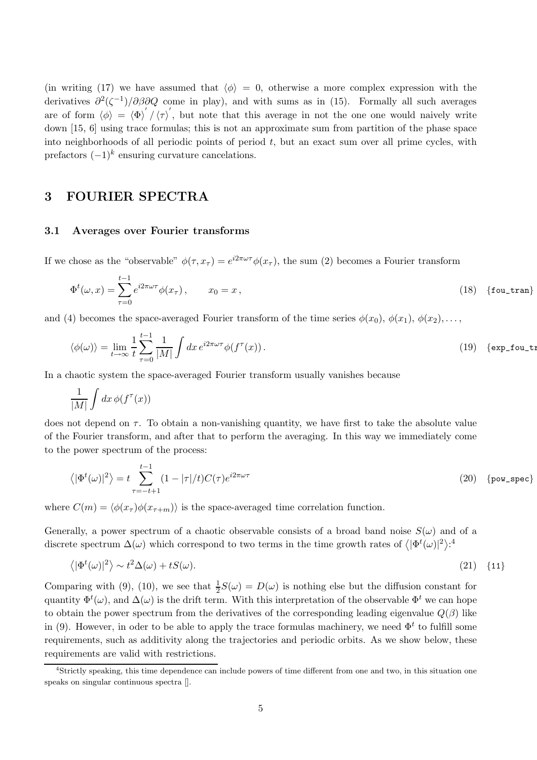(in writing (17) we have assumed that $\langle \phi \rangle = 0$, otherwise a more complex expression with the derivatives $\partial^2(\zeta^{-1})/\partial\beta\partial Q$ come in play), and with sums as in (15). Formally all such averages are of form $\langle \phi \rangle = \langle \Phi \rangle' / \langle \tau \rangle'$, but note that this average in not the one one would naively write down [15, 6] using trace formulas; this is not an approximate sum from partition of the phase space into neighborhoods of all periodic points of period $t$, but an exact sum over all prime cycles, with prefactors $(-1)^k$ ensuring curvature cancelations.

# 3 FOURIER SPECTRA

## 3.1 Averages over Fourier transforms

If we chose as the "observable" $\phi(\tau, x_\tau) = e^{i2\pi\omega\tau}\phi(x_\tau)$, the sum (2) becomes a Fourier transform

$$\Phi^t(\omega, x) = \sum_{\tau=0}^{t-1} e^{i2\pi\omega\tau}\phi(x_\tau)\,, \qquad x_0 = x\,, \tag{18}$$

and (4) becomes the space-averaged Fourier transform of the time series $\phi(x_0)$, $\phi(x_1)$, $\phi(x_2), \ldots$,

$$\langle \phi(\omega) \rangle = \lim_{t\to\infty} \frac{1}{t} \sum_{\tau=0}^{t-1} \frac{1}{|M|} \int dx\, e^{i2\pi\omega\tau} \phi(f^\tau(x))\,. \tag{19}$$

In a chaotic system the space-averaged Fourier transform usually vanishes because

$$\frac{1}{|M|} \int dx\, \phi(f^\tau(x))$$

does not depend on $\tau$. To obtain a non-vanishing quantity, we have first to take the absolute value of the Fourier transform, and after that to perform the averaging. In this way we immediately come to the power spectrum of the process:

$$\left\langle |\Phi^t(\omega)|^2 \right\rangle = t \sum_{\tau=-t+1}^{t-1} (1 - |\tau|/t) C(\tau) e^{i2\pi\omega\tau} \tag{20}$$

where $C(m) = \langle \phi(x_\tau)\phi(x_{\tau+m}) \rangle$ is the space-averaged time correlation function.

Generally, a power spectrum of a chaotic observable consists of a broad band noise $S(\omega)$ and of a discrete spectrum $\Delta(\omega)$ which correspond to two terms in the time growth rates of $\left\langle |\Phi^t(\omega)|^2 \right\rangle$:[4]

$$\left\langle |\Phi^t(\omega)|^2 \right\rangle \sim t^2 \Delta(\omega) + t S(\omega). \tag{21}$$

Comparing with (9), (10), we see that $\frac{1}{2}S(\omega) = D(\omega)$ is nothing else but the diffusion constant for quantity $\Phi^t(\omega)$, and $\Delta(\omega)$ is the drift term. With this interpretation of the observable $\Phi^t$ we can hope to obtain the power spectrum from the derivatives of the corresponding leading eigenvalue $Q(\beta)$ like in (9). However, in oder to be able to apply the trace formulas machinery, we need $\Phi^t$ to fulfill some requirements, such as additivity along the trajectories and periodic orbits. As we show below, these requirements are valid with restrictions.

[4] Strictly speaking, this time dependence can include powers of time different from one and two, in this situation one speaks on singular continuous spectra [].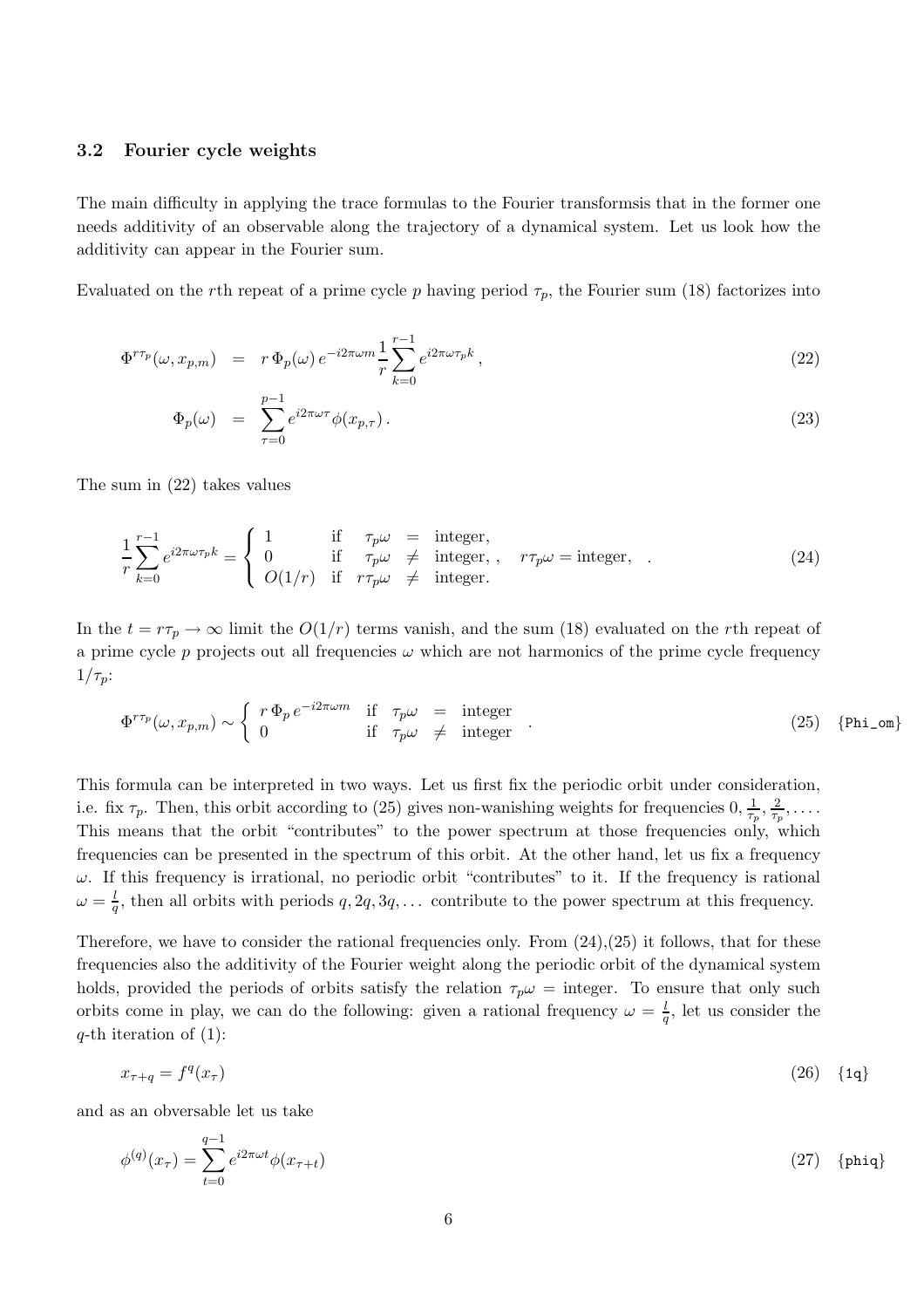### 3.2 Fourier cycle weights

The main difficulty in applying the trace formulas to the Fourier transformsis that in the former one needs additivity of an observable along the trajectory of a dynamical system. Let us look how the additivity can appear in the Fourier sum.

Evaluated on the $r$th repeat of a prime cycle $p$ having period $\tau_p$, the Fourier sum (18) factorizes into

$$
\Phi^{r\tau_p}(\omega, x_{p,m}) = r\,\Phi_p(\omega)\, e^{-i2\pi\omega m} \frac{1}{r} \sum_{k=0}^{r-1} e^{i2\pi\omega\tau_p k}\,, \tag{22}
$$

$$
\Phi_p(\omega) = \sum_{\tau=0}^{p-1} e^{i2\pi\omega\tau} \phi(x_{p,\tau})\,. \tag{23}
$$

The sum in (22) takes values

$$
\frac{1}{r}\sum_{k=0}^{r-1} e^{i2\pi\omega\tau_p k} = \begin{cases} 1 & \text{if} \quad \tau_p\omega = \text{integer}, \\ 0 & \text{if} \quad \tau_p\omega \neq \text{integer}, , \quad r\tau_p\omega = \text{integer}, \\ O(1/r) & \text{if} \quad r\tau_p\omega \neq \text{integer}. \end{cases} \tag{24}
$$

In the $t = r\tau_p \to \infty$ limit the $O(1/r)$ terms vanish, and the sum (18) evaluated on the $r$th repeat of a prime cycle $p$ projects out all frequencies $\omega$ which are not harmonics of the prime cycle frequency $1/\tau_p$:

$$
\Phi^{r\tau_p}(\omega, x_{p,m}) \sim \begin{cases} r\,\Phi_p\, e^{-i2\pi\omega m} & \text{if} \quad \tau_p\omega = \text{integer} \\ 0 & \text{if} \quad \tau_p\omega \neq \text{integer} \end{cases} . \tag{25}
$$

This formula can be interpreted in two ways. Let us first fix the periodic orbit under consideration, i.e. fix $\tau_p$. Then, this orbit according to (25) gives non-wanishing weights for frequencies $0, \frac{1}{\tau_p}, \frac{2}{\tau_p}, \ldots$. This means that the orbit "contributes" to the power spectrum at those frequencies only, which frequencies can be presented in the spectrum of this orbit. At the other hand, let us fix a frequency $\omega$. If this frequency is irrational, no periodic orbit "contributes" to it. If the frequency is rational $\omega = \frac{l}{q}$, then all orbits with periods $q, 2q, 3q, \ldots$ contribute to the power spectrum at this frequency.

Therefore, we have to consider the rational frequencies only. From (24),(25) it follows, that for these frequencies also the additivity of the Fourier weight along the periodic orbit of the dynamical system holds, provided the periods of orbits satisfy the relation $\tau_p\omega$ = integer. To ensure that only such orbits come in play, we can do the following: given a rational frequency $\omega = \frac{l}{q}$, let us consider the $q$-th iteration of (1):

$$
x_{\tau+q} = f^q(x_\tau) \tag{26}
$$

and as an obversable let us take

$$
\phi^{(q)}(x_\tau) = \sum_{t=0}^{q-1} e^{i2\pi\omega t} \phi(x_{\tau+t}) \tag{27}
$$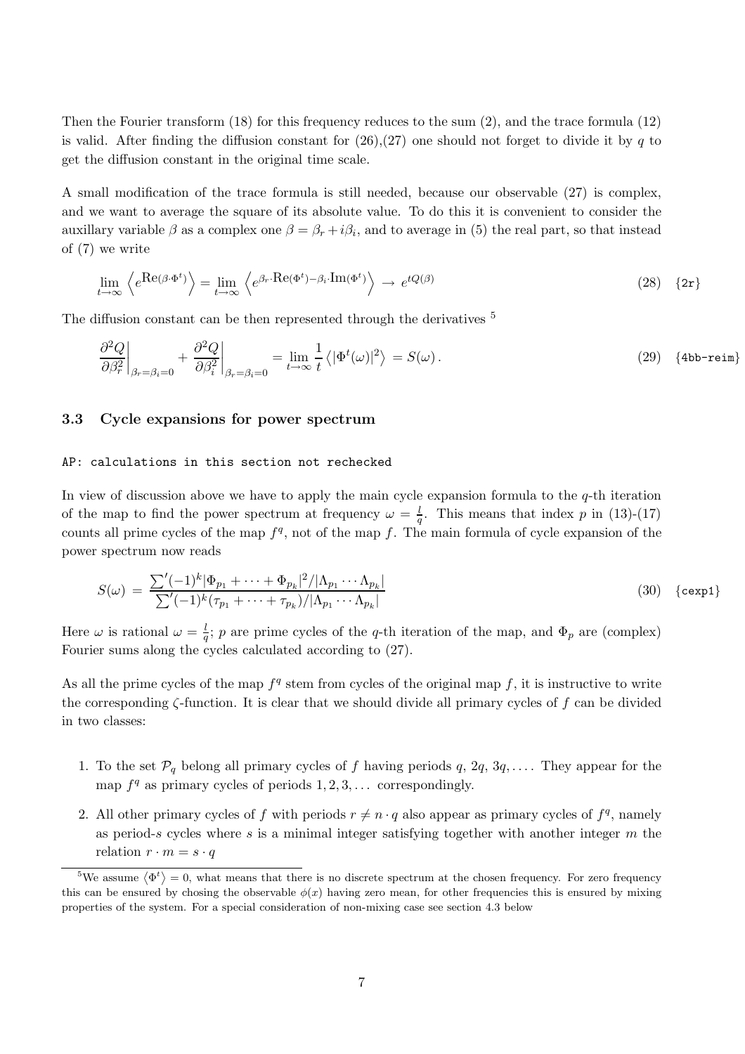Then the Fourier transform (18) for this frequency reduces to the sum (2), and the trace formula (12) is valid. After finding the diffusion constant for (26),(27) one should not forget to divide it by $q$ to get the diffusion constant in the original time scale.

A small modification of the trace formula is still needed, because our observable (27) is complex, and we want to average the square of its absolute value. To do this it is convenient to consider the auxillary variable $\beta$ as a complex one $\beta = \beta_r + i\beta_i$, and to average in (5) the real part, so that instead of (7) we write

$$\lim_{t\to\infty} \left\langle e^{\mathrm{Re}(\beta\cdot\Phi^t)} \right\rangle = \lim_{t\to\infty} \left\langle e^{\beta_r\cdot\mathrm{Re}(\Phi^t) - \beta_i\cdot\mathrm{Im}(\Phi^t)} \right\rangle \to e^{tQ(\beta)} \tag{28}$$

{2r}

The diffusion constant can be then represented through the derivatives [5]

$$\left.\frac{\partial^2 Q}{\partial \beta_r^2}\right|_{\beta_r=\beta_i=0} + \left.\frac{\partial^2 Q}{\partial \beta_i^2}\right|_{\beta_r=\beta_i=0} = \lim_{t\to\infty}\frac{1}{t}\left\langle |\Phi^t(\omega)|^2\right\rangle = S(\omega)\,. \tag{29}$$

{4bb-reim}

### 3.3 Cycle expansions for power spectrum

```
AP: calculations in this section not rechecked
```

In view of discussion above we have to apply the main cycle expansion formula to the $q$-th iteration of the map to find the power spectrum at frequency $\omega = \frac{l}{q}$. This means that index $p$ in (13)-(17) counts all prime cycles of the map $f^q$, not of the map $f$. The main formula of cycle expansion of the power spectrum now reads

$$S(\omega) = \frac{\sum'(-1)^k|\Phi_{p_1}+\cdots+\Phi_{p_k}|^2/|\Lambda_{p_1}\cdots\Lambda_{p_k}|}{\sum'(-1)^k(\tau_{p_1}+\cdots+\tau_{p_k})/|\Lambda_{p_1}\cdots\Lambda_{p_k}|} \tag{30}$$

{cexp1}

Here $\omega$ is rational $\omega = \frac{l}{q}$; $p$ are prime cycles of the $q$-th iteration of the map, and $\Phi_p$ are (complex) Fourier sums along the cycles calculated according to (27).

As all the prime cycles of the map $f^q$ stem from cycles of the original map $f$, it is instructive to write the corresponding $\zeta$-function. It is clear that we should divide all primary cycles of $f$ can be divided in two classes:

1. To the set $\mathcal{P}_q$ belong all primary cycles of $f$ having periods $q$, $2q$, $3q$, .... They appear for the map $f^q$ as primary cycles of periods $1, 2, 3, \ldots$ correspondingly.
2. All other primary cycles of $f$ with periods $r \neq n \cdot q$ also appear as primary cycles of $f^q$, namely as period-$s$ cycles where $s$ is a minimal integer satisfying together with another integer $m$ the relation $r \cdot m = s \cdot q$

[5] We assume $\langle \Phi^t \rangle = 0$, what means that there is no discrete spectrum at the chosen frequency. For zero frequency this can be ensured by chosing the observable $\phi(x)$ having zero mean, for other frequencies this is ensured by mixing properties of the system. For a special consideration of non-mixing case see section 4.3 below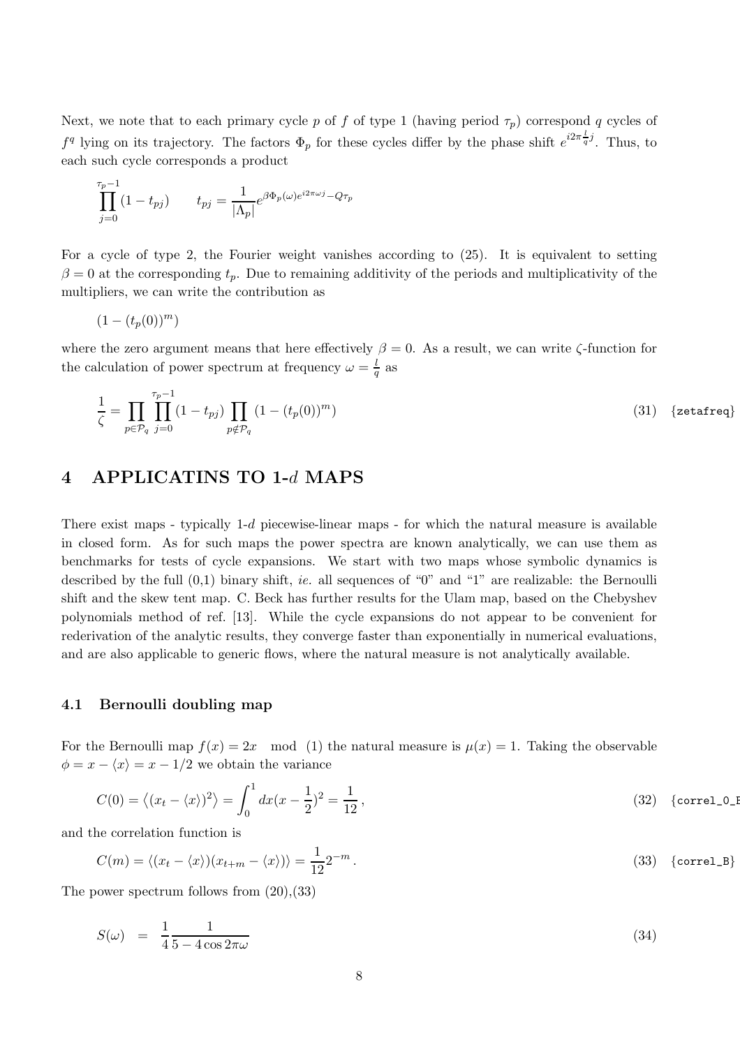Next, we note that to each primary cycle $p$ of $f$ of type 1 (having period $\tau_p$) correspond $q$ cycles of $f^q$ lying on its trajectory. The factors $\Phi_p$ for these cycles differ by the phase shift $e^{i2\pi\frac{l}{q}j}$. Thus, to each such cycle corresponds a product

$$\prod_{j=0}^{\tau_p-1}(1-t_{pj}) \qquad t_{pj}=\frac{1}{|\Lambda_p|}e^{\beta\Phi_p(\omega)e^{i2\pi\omega j}-Q\tau_p}$$

For a cycle of type 2, the Fourier weight vanishes according to (25). It is equivalent to setting $\beta=0$ at the corresponding $t_p$. Due to remaining additivity of the periods and multiplicativity of the multipliers, we can write the contribution as

$$(1-(t_p(0))^m)$$

where the zero argument means that here effectively $\beta=0$. As a result, we can write $\zeta$-function for the calculation of power spectrum at frequency $\omega=\frac{l}{q}$ as

$$\frac{1}{\zeta}=\prod_{p\in\mathcal{P}_q}\prod_{j=0}^{\tau_p-1}(1-t_{pj})\prod_{p\notin\mathcal{P}_q}(1-(t_p(0))^m) \tag{31}$$

# 4 APPLICATINS TO 1-$d$ MAPS

There exist maps - typically 1-$d$ piecewise-linear maps - for which the natural measure is available in closed form. As for such maps the power spectra are known analytically, we can use them as benchmarks for tests of cycle expansions. We start with two maps whose symbolic dynamics is described by the full (0,1) binary shift, *ie.* all sequences of "0" and "1" are realizable: the Bernoulli shift and the skew tent map. C. Beck has further results for the Ulam map, based on the Chebyshev polynomials method of ref. [13]. While the cycle expansions do not appear to be convenient for rederivation of the analytic results, they converge faster than exponentially in numerical evaluations, and are also applicable to generic flows, where the natural measure is not analytically available.

## 4.1 Bernoulli doubling map

For the Bernoulli map $f(x)=2x \mod (1)$ the natural measure is $\mu(x)=1$. Taking the observable $\phi=x-\langle x\rangle=x-1/2$ we obtain the variance

$$C(0)=\left\langle(x_t-\langle x\rangle)^2\right\rangle=\int_0^1 dx(x-\frac{1}{2})^2=\frac{1}{12}\,, \tag{32}$$

and the correlation function is

$$C(m)=\langle(x_t-\langle x\rangle)(x_{t+m}-\langle x\rangle)\rangle=\frac{1}{12}2^{-m}\,. \tag{33}$$

The power spectrum follows from (20),(33)

$$S(\omega) = \frac{1}{4}\frac{1}{5-4\cos 2\pi\omega} \tag{34}$$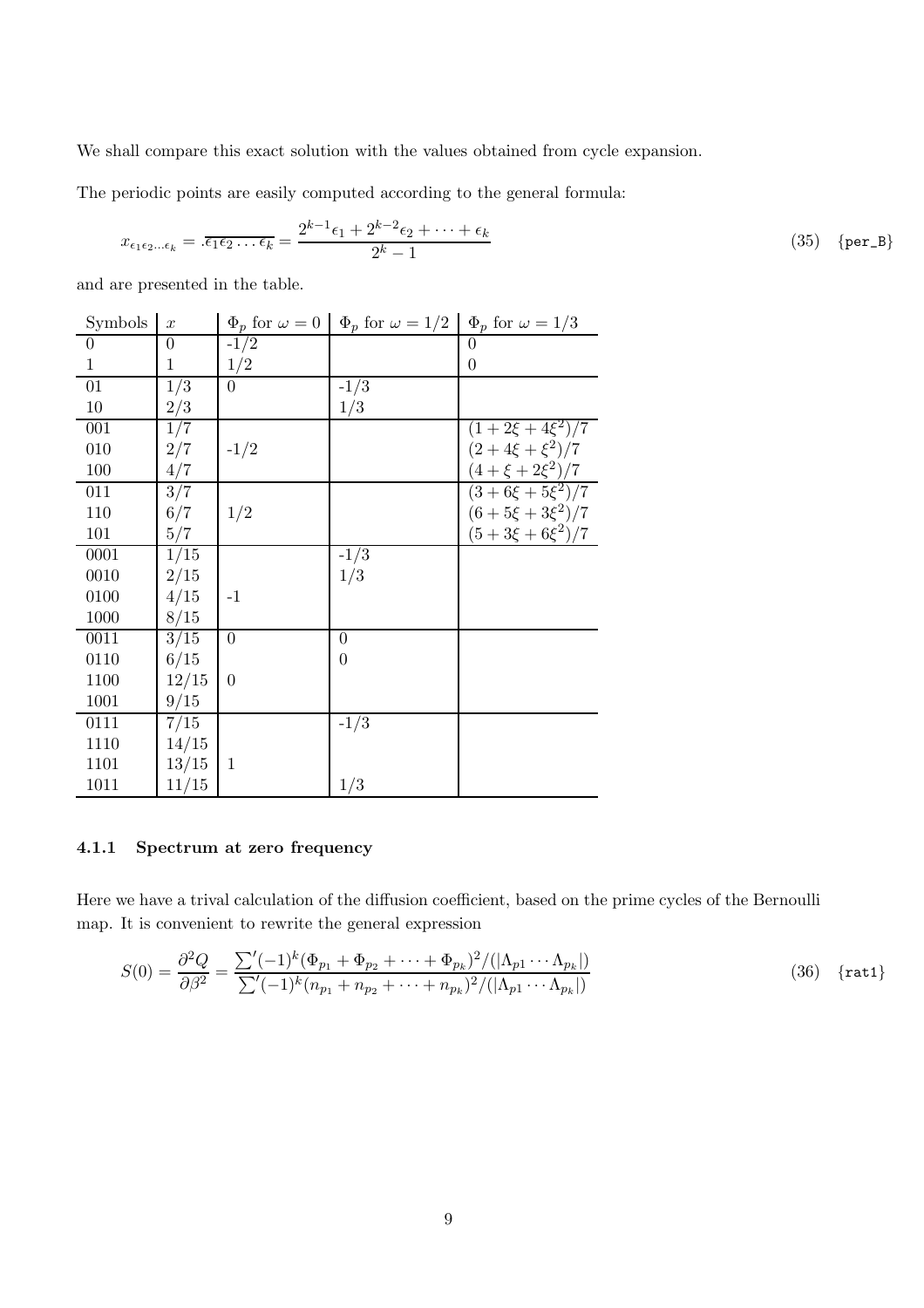We shall compare this exact solution with the values obtained from cycle expansion.

The periodic points are easily computed according to the general formula:

$$x_{\epsilon_1\epsilon_2\ldots\epsilon_k} = .\overline{\epsilon_1\epsilon_2\ldots\epsilon_k} = \frac{2^{k-1}\epsilon_1 + 2^{k-2}\epsilon_2 + \cdots + \epsilon_k}{2^k - 1} \tag{35}$$

and are presented in the table.

| Symbols | $x$ | $\Phi_p$ for $\omega = 0$ | $\Phi_p$ for $\omega = 1/2$ | $\Phi_p$ for $\omega = 1/3$ |
|---|---|---|---|---|
| 0 | 0 | -1/2 | | 0 |
| 1 | 1 | 1/2 | | 0 |
| 01 | 1/3 | 0 | -1/3 | |
| 10 | 2/3 | | 1/3 | |
| 001 | 1/7 | | | $(1+2\xi+4\xi^2)/7$ |
| 010 | 2/7 | -1/2 | | $(2+4\xi+\xi^2)/7$ |
| 100 | 4/7 | | | $(4+\xi+2\xi^2)/7$ |
| 011 | 3/7 | | | $(3+6\xi+5\xi^2)/7$ |
| 110 | 6/7 | 1/2 | | $(6+5\xi+3\xi^2)/7$ |
| 101 | 5/7 | | | $(5+3\xi+6\xi^2)/7$ |
| 0001 | 1/15 | | -1/3 | |
| 0010 | 2/15 | | 1/3 | |
| 0100 | 4/15 | -1 | | |
| 1000 | 8/15 | | | |
| 0011 | 3/15 | 0 | 0 | |
| 0110 | 6/15 | | 0 | |
| 1100 | 12/15 | 0 | | |
| 1001 | 9/15 | | | |
| 0111 | 7/15 | | -1/3 | |
| 1110 | 14/15 | | | |
| 1101 | 13/15 | 1 | | |
| 1011 | 11/15 | | 1/3 | |

### 4.1.1 Spectrum at zero frequency

Here we have a trival calculation of the diffusion coefficient, based on the prime cycles of the Bernoulli map. It is convenient to rewrite the general expression

$$S(0) = \frac{\partial^2 Q}{\partial \beta^2} = \frac{\sum'(-1)^k(\Phi_{p_1} + \Phi_{p_2} + \cdots + \Phi_{p_k})^2/(|\Lambda_{p1}\cdots\Lambda_{p_k}|)}{\sum'(-1)^k(n_{p_1} + n_{p_2} + \cdots + n_{p_k})^2/(|\Lambda_{p1}\cdots\Lambda_{p_k}|)} \tag{36}$$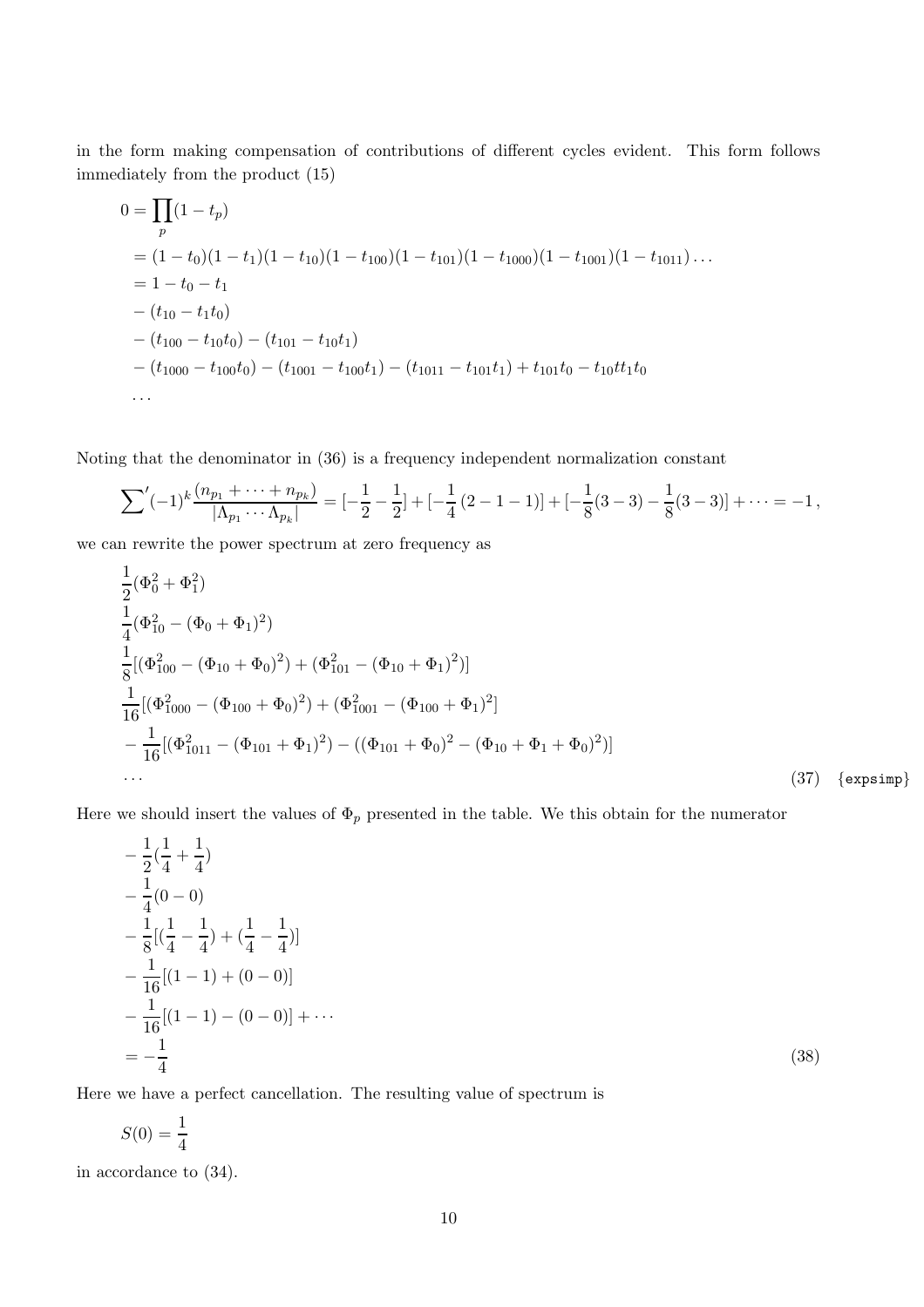in the form making compensation of contributions of different cycles evident. This form follows immediately from the product (15)

$$
\begin{aligned}
0 &= \prod_p (1 - t_p) \\
&= (1 - t_0)(1 - t_1)(1 - t_{10})(1 - t_{100})(1 - t_{101})(1 - t_{1000})(1 - t_{1001})(1 - t_{1011}) \ldots \\
&= 1 - t_0 - t_1 \\
&- (t_{10} - t_1 t_0) \\
&- (t_{100} - t_{10} t_0) - (t_{101} - t_{10} t_1) \\
&- (t_{1000} - t_{100} t_0) - (t_{1001} - t_{100} t_1) - (t_{1011} - t_{101} t_1) + t_{101} t_0 - t_{10} t t_1 t_0 \\
&\ldots
\end{aligned}
$$

Noting that the denominator in (36) is a frequency independent normalization constant

$$
\sum{}' (-1)^k \frac{(n_{p_1} + \cdots + n_{p_k})}{|\Lambda_{p_1} \cdots \Lambda_{p_k}|} = [-\frac{1}{2} - \frac{1}{2}] + [-\frac{1}{4}(2 - 1 - 1)] + [-\frac{1}{8}(3 - 3) - \frac{1}{8}(3 - 3)] + \cdots = -1 \,,
$$

we can rewrite the power spectrum at zero frequency as

$$
\begin{aligned}
&\frac{1}{2}(\Phi_0^2 + \Phi_1^2) \\
&\frac{1}{4}(\Phi_{10}^2 - (\Phi_0 + \Phi_1)^2) \\
&\frac{1}{8}[(\Phi_{100}^2 - (\Phi_{10} + \Phi_0)^2) + (\Phi_{101}^2 - (\Phi_{10} + \Phi_1)^2)] \\
&\frac{1}{16}[(\Phi_{1000}^2 - (\Phi_{100} + \Phi_0)^2) + (\Phi_{1001}^2 - (\Phi_{100} + \Phi_1)^2] \\
&- \frac{1}{16}[(\Phi_{1011}^2 - (\Phi_{101} + \Phi_1)^2) - ((\Phi_{101} + \Phi_0)^2 - (\Phi_{10} + \Phi_1 + \Phi_0)^2)] \\
&\ldots
\end{aligned}
\tag{37}
$$

Here we should insert the values of $\Phi_p$ presented in the table. We this obtain for the numerator

$$
\begin{aligned}
&- \frac{1}{2}(\frac{1}{4} + \frac{1}{4}) \\
&- \frac{1}{4}(0 - 0) \\
&- \frac{1}{8}[(\frac{1}{4} - \frac{1}{4}) + (\frac{1}{4} - \frac{1}{4})] \\
&- \frac{1}{16}[(1 - 1) + (0 - 0)] \\
&- \frac{1}{16}[(1 - 1) - (0 - 0)] + \cdots \\
&= -\frac{1}{4}
\end{aligned}
\tag{38}
$$

Here we have a perfect cancellation. The resulting value of spectrum is

$$
S(0) = \frac{1}{4}
$$

in accordance to (34).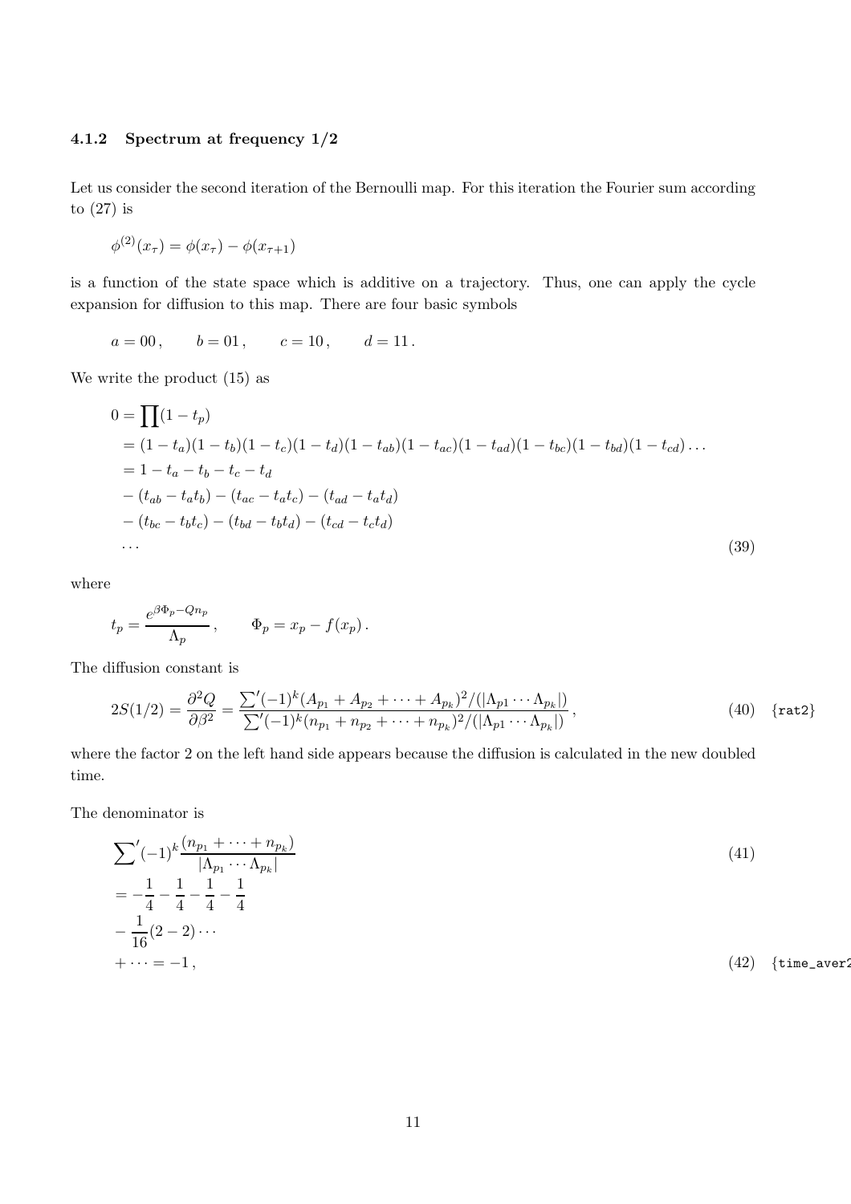### 4.1.2 Spectrum at frequency 1/2

Let us consider the second iteration of the Bernoulli map. For this iteration the Fourier sum according to (27) is

$$\phi^{(2)}(x_\tau) = \phi(x_\tau) - \phi(x_{\tau+1})$$

is a function of the state space which is additive on a trajectory. Thus, one can apply the cycle expansion for diffusion to this map. There are four basic symbols

$$a = 00\,, \qquad b = 01\,, \qquad c = 10\,, \qquad d = 11\,.$$

We write the product (15) as

$$
\begin{aligned}
0 &= \prod(1 - t_p) \\
&= (1-t_a)(1-t_b)(1-t_c)(1-t_d)(1-t_{ab})(1-t_{ac})(1-t_{ad})(1-t_{bc})(1-t_{bd})(1-t_{cd})\dots \\
&= 1 - t_a - t_b - t_c - t_d \\
&- (t_{ab} - t_a t_b) - (t_{ac} - t_a t_c) - (t_{ad} - t_a t_d) \\
&- (t_{bc} - t_b t_c) - (t_{bd} - t_b t_d) - (t_{cd} - t_c t_d) \\
&\dots
\end{aligned}
\tag{39}
$$

where

$$t_p = \frac{e^{\beta \Phi_p - Q n_p}}{\Lambda_p}\,, \qquad \Phi_p = x_p - f(x_p)\,.$$

The diffusion constant is

$$2S(1/2) = \frac{\partial^2 Q}{\partial \beta^2} = \frac{\sum'(-1)^k (A_{p_1} + A_{p_2} + \dots + A_{p_k})^2 / (|\Lambda_{p1} \cdots \Lambda_{p_k}|)}{\sum'(-1)^k (n_{p_1} + n_{p_2} + \dots + n_{p_k})^2 / (|\Lambda_{p1} \cdots \Lambda_{p_k}|)}\,, \tag{40}$$

where the factor 2 on the left hand side appears because the diffusion is calculated in the new doubled time.

The denominator is

$$
\begin{aligned}
&\sum{}'(-1)^k \frac{(n_{p_1} + \dots + n_{p_k})}{|\Lambda_{p_1} \cdots \Lambda_{p_k}|} && (41) \\
&= -\frac{1}{4} - \frac{1}{4} - \frac{1}{4} - \frac{1}{4} \\
&- \frac{1}{16}(2-2)\cdots \\
&+ \dots = -1\,, && (42)
\end{aligned}
$$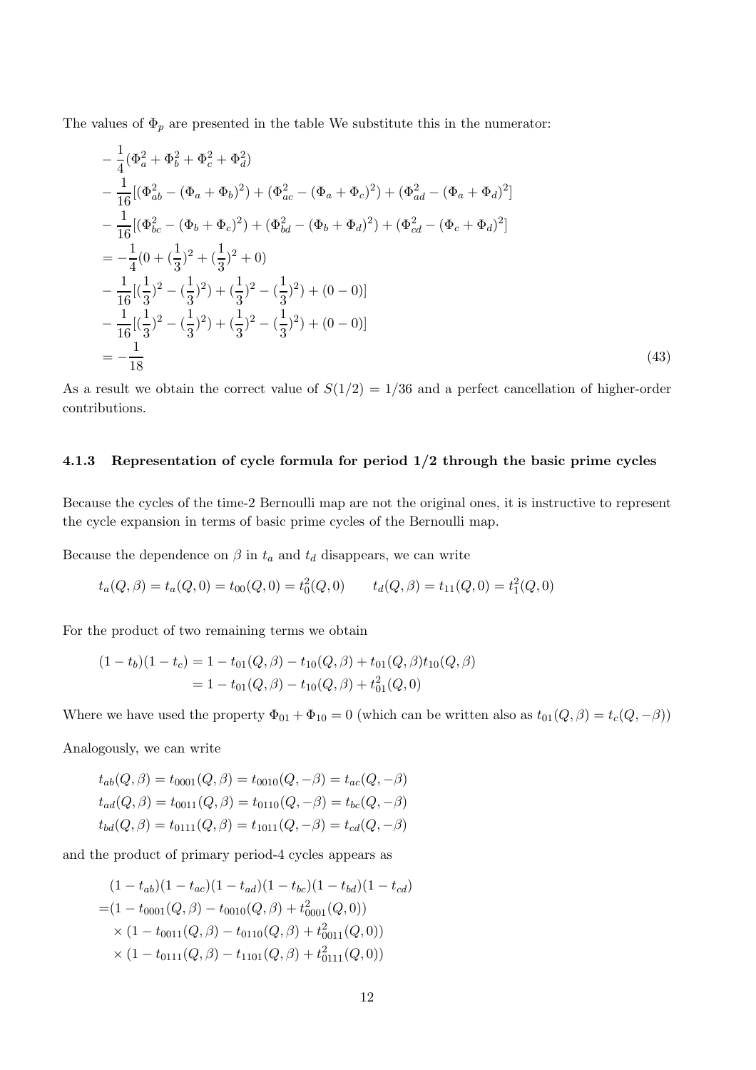The values of $\Phi_p$ are presented in the table We substitute this in the numerator:

$$
\begin{aligned}
&-\frac{1}{4}(\Phi_a^2+\Phi_b^2+\Phi_c^2+\Phi_d^2)\\
&-\frac{1}{16}[(\Phi_{ab}^2-(\Phi_a+\Phi_b)^2)+(\Phi_{ac}^2-(\Phi_a+\Phi_c)^2)+(\Phi_{ad}^2-(\Phi_a+\Phi_d)^2]\\
&-\frac{1}{16}[(\Phi_{bc}^2-(\Phi_b+\Phi_c)^2)+(\Phi_{bd}^2-(\Phi_b+\Phi_d)^2)+(\Phi_{cd}^2-(\Phi_c+\Phi_d)^2]\\
&=-\frac{1}{4}(0+(\frac{1}{3})^2+(\frac{1}{3})^2+0)\\
&-\frac{1}{16}[(\frac{1}{3})^2-(\frac{1}{3})^2)+(\frac{1}{3})^2-(\frac{1}{3})^2)+(0-0)]\\
&-\frac{1}{16}[(\frac{1}{3})^2-(\frac{1}{3})^2)+(\frac{1}{3})^2-(\frac{1}{3})^2)+(0-0)]\\
&=-\frac{1}{18}
\end{aligned}
\tag{43}
$$

As a result we obtain the correct value of $S(1/2)=1/36$ and a perfect cancellation of higher-order contributions.

### 4.1.3 Representation of cycle formula for period 1/2 through the basic prime cycles

Because the cycles of the time-2 Bernoulli map are not the original ones, it is instructive to represent the cycle expansion in terms of basic prime cycles of the Bernoulli map.

Because the dependence on $\beta$ in $t_a$ and $t_d$ disappears, we can write

$$
t_a(Q,\beta)=t_a(Q,0)=t_{00}(Q,0)=t_0^2(Q,0) \qquad t_d(Q,\beta)=t_{11}(Q,0)=t_1^2(Q,0)
$$

For the product of two remaining terms we obtain

$$
\begin{aligned}
(1-t_b)(1-t_c)&=1-t_{01}(Q,\beta)-t_{10}(Q,\beta)+t_{01}(Q,\beta)t_{10}(Q,\beta)\\
&=1-t_{01}(Q,\beta)-t_{10}(Q,\beta)+t_{01}^2(Q,0)
\end{aligned}
$$

Where we have used the property $\Phi_{01}+\Phi_{10}=0$ (which can be written also as $t_{01}(Q,\beta)=t_c(Q,-\beta)$)

Analogously, we can write

$$
\begin{aligned}
t_{ab}(Q,\beta)&=t_{0001}(Q,\beta)=t_{0010}(Q,-\beta)=t_{ac}(Q,-\beta)\\
t_{ad}(Q,\beta)&=t_{0011}(Q,\beta)=t_{0110}(Q,-\beta)=t_{bc}(Q,-\beta)\\
t_{bd}(Q,\beta)&=t_{0111}(Q,\beta)=t_{1011}(Q,-\beta)=t_{cd}(Q,-\beta)
\end{aligned}
$$

and the product of primary period-4 cycles appears as

$$
\begin{aligned}
&(1-t_{ab})(1-t_{ac})(1-t_{ad})(1-t_{bc})(1-t_{bd})(1-t_{cd})\\
=&(1-t_{0001}(Q,\beta)-t_{0010}(Q,\beta)+t_{0001}^2(Q,0))\\
&\times(1-t_{0011}(Q,\beta)-t_{0110}(Q,\beta)+t_{0011}^2(Q,0))\\
&\times(1-t_{0111}(Q,\beta)-t_{1101}(Q,\beta)+t_{0111}^2(Q,0))
\end{aligned}
$$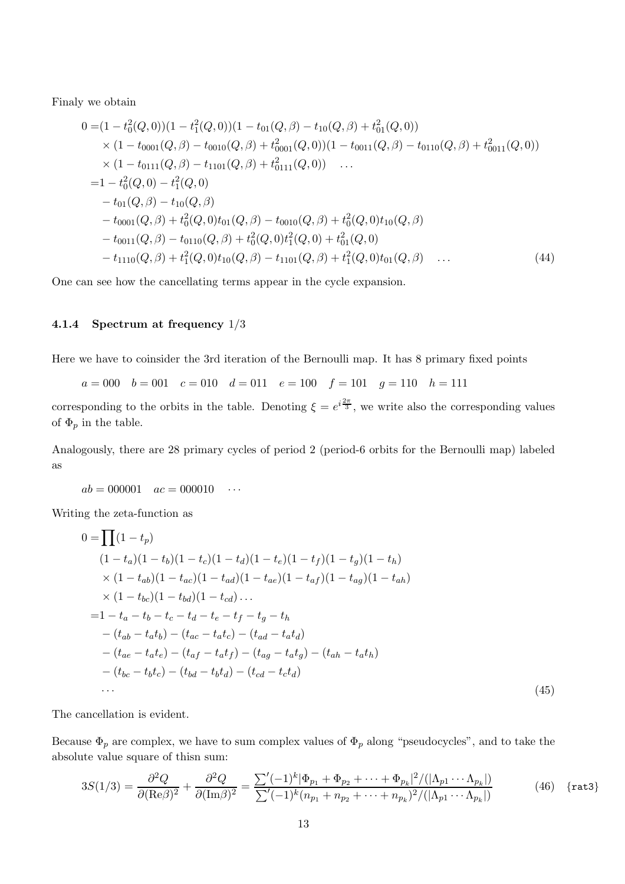Finaly we obtain

$$
\begin{aligned}
0 =&(1 - t_0^2(Q,0))(1 - t_1^2(Q,0))(1 - t_{01}(Q,\beta) - t_{10}(Q,\beta) + t_{01}^2(Q,0)) \\
&\times (1 - t_{0001}(Q,\beta) - t_{0010}(Q,\beta) + t_{0001}^2(Q,0))(1 - t_{0011}(Q,\beta) - t_{0110}(Q,\beta) + t_{0011}^2(Q,0)) \\
&\times (1 - t_{0111}(Q,\beta) - t_{1101}(Q,\beta) + t_{0111}^2(Q,0)) \quad \ldots \\
=&1 - t_0^2(Q,0) - t_1^2(Q,0) \\
&- t_{01}(Q,\beta) - t_{10}(Q,\beta) \\
&- t_{0001}(Q,\beta) + t_0^2(Q,0)t_{01}(Q,\beta) - t_{0010}(Q,\beta) + t_0^2(Q,0)t_{10}(Q,\beta) \\
&- t_{0011}(Q,\beta) - t_{0110}(Q,\beta) + t_0^2(Q,0)t_1^2(Q,0) + t_{01}^2(Q,0) \\
&- t_{1110}(Q,\beta) + t_1^2(Q,0)t_{10}(Q,\beta) - t_{1101}(Q,\beta) + t_1^2(Q,0)t_{01}(Q,\beta) \quad \ldots
\end{aligned}
\tag{44}
$$

One can see how the cancellating terms appear in the cycle expansion.

#### 4.1.4 Spectrum at frequency 1/3

Here we have to coinsider the 3rd iteration of the Bernoulli map. It has 8 primary fixed points

$$a = 000 \quad b = 001 \quad c = 010 \quad d = 011 \quad e = 100 \quad f = 101 \quad g = 110 \quad h = 111$$

corresponding to the orbits in the table. Denoting $\xi = e^{i\frac{2\pi}{3}}$, we write also the corresponding values of $\Phi_p$ in the table.

Analogously, there are 28 primary cycles of period 2 (period-6 orbits for the Bernoulli map) labeled as

$$ab = 000001 \quad ac = 000010 \quad \cdots$$

Writing the zeta-function as

$$
\begin{aligned}
0 =& \prod(1 - t_p) \\
&(1 - t_a)(1 - t_b)(1 - t_c)(1 - t_d)(1 - t_e)(1 - t_f)(1 - t_g)(1 - t_h) \\
&\times (1 - t_{ab})(1 - t_{ac})(1 - t_{ad})(1 - t_{ae})(1 - t_{af})(1 - t_{ag})(1 - t_{ah}) \\
&\times (1 - t_{bc})(1 - t_{bd})(1 - t_{cd}) \ldots \\
=&1 - t_a - t_b - t_c - t_d - t_e - t_f - t_g - t_h \\
&- (t_{ab} - t_a t_b) - (t_{ac} - t_a t_c) - (t_{ad} - t_a t_d) \\
&- (t_{ae} - t_a t_e) - (t_{af} - t_a t_f) - (t_{ag} - t_a t_g) - (t_{ah} - t_a t_h) \\
&- (t_{bc} - t_b t_c) - (t_{bd} - t_b t_d) - (t_{cd} - t_c t_d) \\
&\ldots
\end{aligned}
\tag{45}
$$

The cancellation is evident.

Because $\Phi_p$ are complex, we have to sum complex values of $\Phi_p$ along "pseudocycles", and to take the absolute value square of thisn sum:

$$
3S(1/3) = \frac{\partial^2 Q}{\partial(\mathrm{Re}\beta)^2} + \frac{\partial^2 Q}{\partial(\mathrm{Im}\beta)^2} = \frac{\sum'(-1)^k |\Phi_{p_1} + \Phi_{p_2} + \cdots + \Phi_{p_k}|^2/(|\Lambda_{p1} \cdots \Lambda_{p_k}|)}{\sum'(-1)^k (n_{p_1} + n_{p_2} + \cdots + n_{p_k})^2/(|\Lambda_{p1} \cdots \Lambda_{p_k}|)}
\tag{46}
$$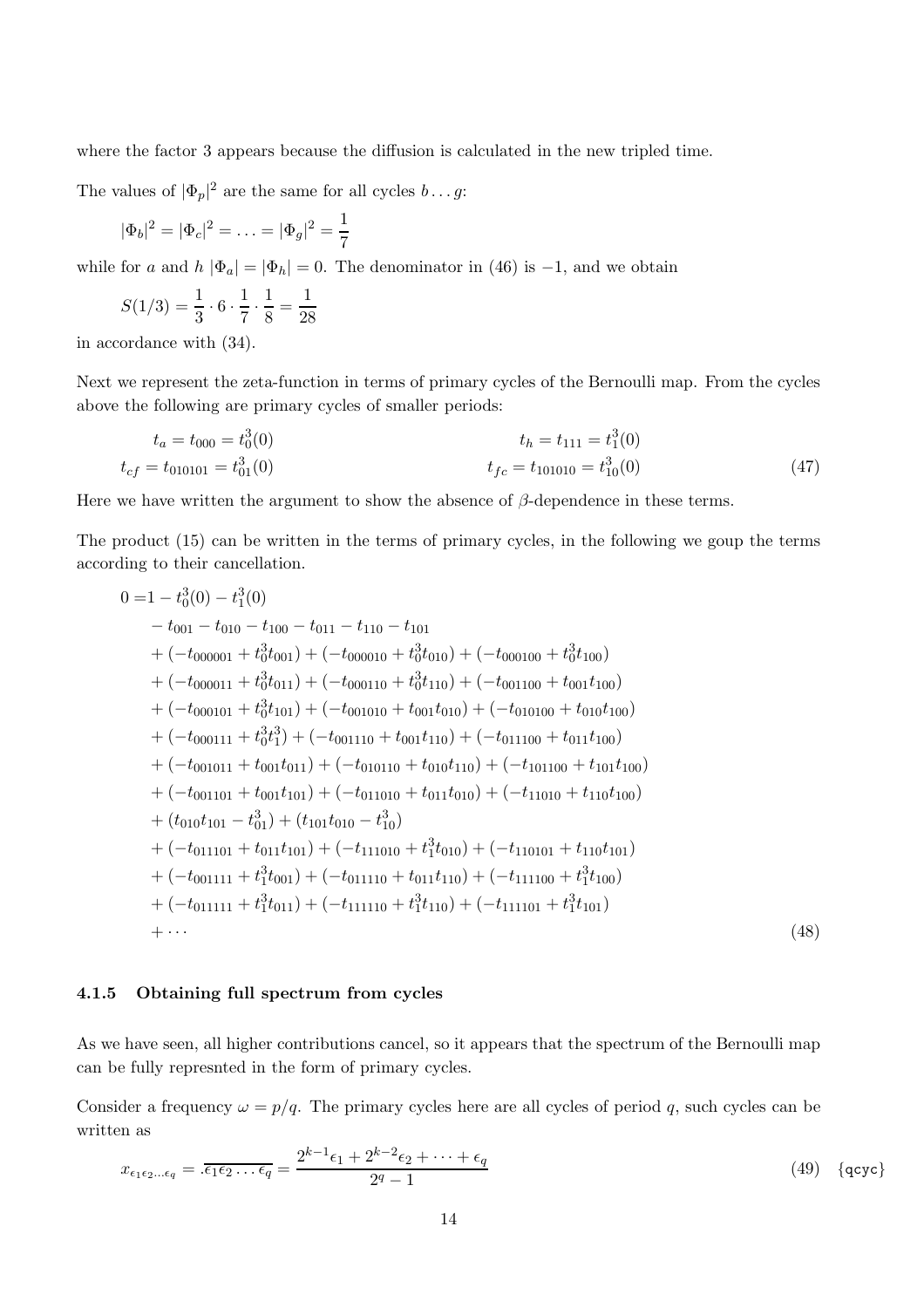where the factor 3 appears because the diffusion is calculated in the new tripled time.

The values of $|\Phi_p|^2$ are the same for all cycles $b \dots g$:

$$|\Phi_b|^2 = |\Phi_c|^2 = \dots = |\Phi_g|^2 = \frac{1}{7}$$

while for $a$ and $h$ $|\Phi_a| = |\Phi_h| = 0$. The denominator in (46) is $-1$, and we obtain

$$S(1/3) = \frac{1}{3} \cdot 6 \cdot \frac{1}{7} \cdot \frac{1}{8} = \frac{1}{28}$$

in accordance with (34).

Next we represent the zeta-function in terms of primary cycles of the Bernoulli map. From the cycles above the following are primary cycles of smaller periods:

$$\begin{aligned} t_a &= t_{000} = t_0^3(0) & t_h &= t_{111} = t_1^3(0) \\ t_{cf} &= t_{010101} = t_{01}^3(0) & t_{fc} &= t_{101010} = t_{10}^3(0) \end{aligned} \tag{47}$$

Here we have written the argument to show the absence of $\beta$-dependence in these terms.

The product (15) can be written in the terms of primary cycles, in the following we goup the terms according to their cancellation.

$$\begin{aligned}
0 =& 1 - t_0^3(0) - t_1^3(0) \\
& - t_{001} - t_{010} - t_{100} - t_{011} - t_{110} - t_{101} \\
& + (-t_{000001} + t_0^3 t_{001}) + (-t_{000010} + t_0^3 t_{010}) + (-t_{000100} + t_0^3 t_{100}) \\
& + (-t_{000011} + t_0^3 t_{011}) + (-t_{000110} + t_0^3 t_{110}) + (-t_{001100} + t_{001} t_{100}) \\
& + (-t_{000101} + t_0^3 t_{101}) + (-t_{001010} + t_{001} t_{010}) + (-t_{010100} + t_{010} t_{100}) \\
& + (-t_{000111} + t_0^3 t_1^3) + (-t_{001110} + t_{001} t_{110}) + (-t_{011100} + t_{011} t_{100}) \\
& + (-t_{001011} + t_{001} t_{011}) + (-t_{010110} + t_{010} t_{110}) + (-t_{101100} + t_{101} t_{100}) \\
& + (-t_{001101} + t_{001} t_{101}) + (-t_{011010} + t_{011} t_{010}) + (-t_{11010} + t_{110} t_{100}) \\
& + (t_{010} t_{101} - t_{01}^3) + (t_{101} t_{010} - t_{10}^3) \\
& + (-t_{011101} + t_{011} t_{101}) + (-t_{111010} + t_1^3 t_{010}) + (-t_{110101} + t_{110} t_{101}) \\
& + (-t_{001111} + t_1^3 t_{001}) + (-t_{011110} + t_{011} t_{110}) + (-t_{111100} + t_1^3 t_{100}) \\
& + (-t_{011111} + t_1^3 t_{011}) + (-t_{111110} + t_1^3 t_{110}) + (-t_{111101} + t_1^3 t_{101}) \\
& + \cdots
\end{aligned} \tag{48}$$

#### 4.1.5 Obtaining full spectrum from cycles

As we have seen, all higher contributions cancel, so it appears that the spectrum of the Bernoulli map can be fully represnted in the form of primary cycles.

Consider a frequency $\omega = p/q$. The primary cycles here are all cycles of period $q$, such cycles can be written as

$$x_{\epsilon_1 \epsilon_2 \dots \epsilon_q} = .\overline{\epsilon_1 \epsilon_2 \dots \epsilon_q} = \frac{2^{k-1}\epsilon_1 + 2^{k-2}\epsilon_2 + \dots + \epsilon_q}{2^q - 1} \tag{49}$$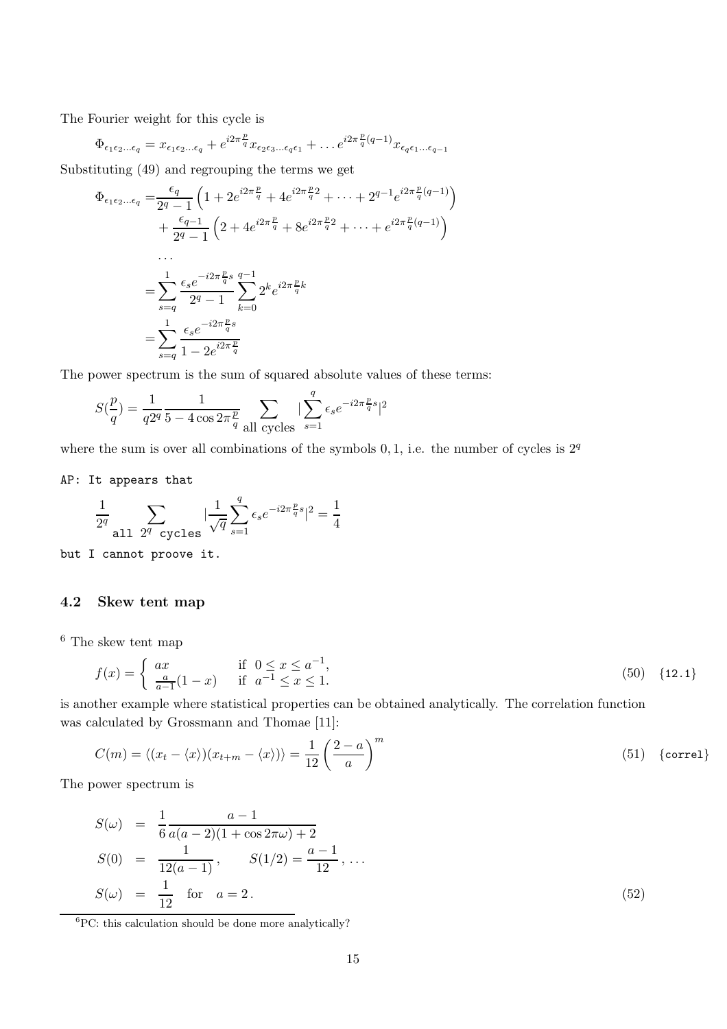The Fourier weight for this cycle is

$$\Phi_{\epsilon_1\epsilon_2\ldots\epsilon_q} = x_{\epsilon_1\epsilon_2\ldots\epsilon_q} + e^{i2\pi\frac{p}{q}} x_{\epsilon_2\epsilon_3\ldots\epsilon_q\epsilon_1} + \ldots e^{i2\pi\frac{p}{q}(q-1)} x_{\epsilon_q\epsilon_1\ldots\epsilon_{q-1}}$$

Substituting (49) and regrouping the terms we get

$$\begin{aligned}
\Phi_{\epsilon_1\epsilon_2\ldots\epsilon_q} =& \frac{\epsilon_q}{2^q-1}\left(1 + 2e^{i2\pi\frac{p}{q}} + 4e^{i2\pi\frac{p}{q}2} + \cdots + 2^{q-1}e^{i2\pi\frac{p}{q}(q-1)}\right) \\
&+ \frac{\epsilon_{q-1}}{2^q-1}\left(2 + 4e^{i2\pi\frac{p}{q}} + 8e^{i2\pi\frac{p}{q}2} + \cdots + e^{i2\pi\frac{p}{q}(q-1)}\right) \\
&\ldots \\
=& \sum_{s=q}^{1} \frac{\epsilon_s e^{-i2\pi\frac{p}{q}s}}{2^q-1} \sum_{k=0}^{q-1} 2^k e^{i2\pi\frac{p}{q}k} \\
=& \sum_{s=q}^{1} \frac{\epsilon_s e^{-i2\pi\frac{p}{q}s}}{1-2e^{i2\pi\frac{p}{q}}}
\end{aligned}$$

The power spectrum is the sum of squared absolute values of these terms:

$$S(\frac{p}{q}) = \frac{1}{q2^q}\frac{1}{5-4\cos 2\pi\frac{p}{q}} \sum_{\text{all cycles}} |\sum_{s=1}^{q} \epsilon_s e^{-i2\pi\frac{p}{q}s}|^2$$

where the sum is over all combinations of the symbols $0, 1$, i.e. the number of cycles is $2^q$

```
AP: It appears that
```

$$\frac{1}{2^q} \sum_{\texttt{all } 2^q \texttt{ cycles}} |\frac{1}{\sqrt{q}} \sum_{s=1}^{q} \epsilon_s e^{-i2\pi\frac{p}{q}s}|^2 = \frac{1}{4}$$

```
but I cannot proove it.
```

### 4.2 Skew tent map

[6] The skew tent map

$$f(x) = \begin{cases} ax & \text{if } 0 \le x \le a^{-1}, \\ \frac{a}{a-1}(1-x) & \text{if } a^{-1} \le x \le 1. \end{cases} \tag{50}$$ {12.1}

is another example where statistical properties can be obtained analytically. The correlation function was calculated by Grossmann and Thomae [11]:

$$C(m) = \langle (x_t - \langle x \rangle)(x_{t+m} - \langle x \rangle) \rangle = \frac{1}{12}\left(\frac{2-a}{a}\right)^m \tag{51}$$ {correl}

The power spectrum is

$$\begin{aligned}
S(\omega) &= \frac{1}{6}\frac{a-1}{a(a-2)(1+\cos 2\pi\omega)+2} \\
S(0) &= \frac{1}{12(a-1)}, \qquad S(1/2) = \frac{a-1}{12}, \ldots \\
S(\omega) &= \frac{1}{12} \quad \text{for} \quad a = 2.
\end{aligned} \tag{52}$$

[6] PC: this calculation should be done more analytically?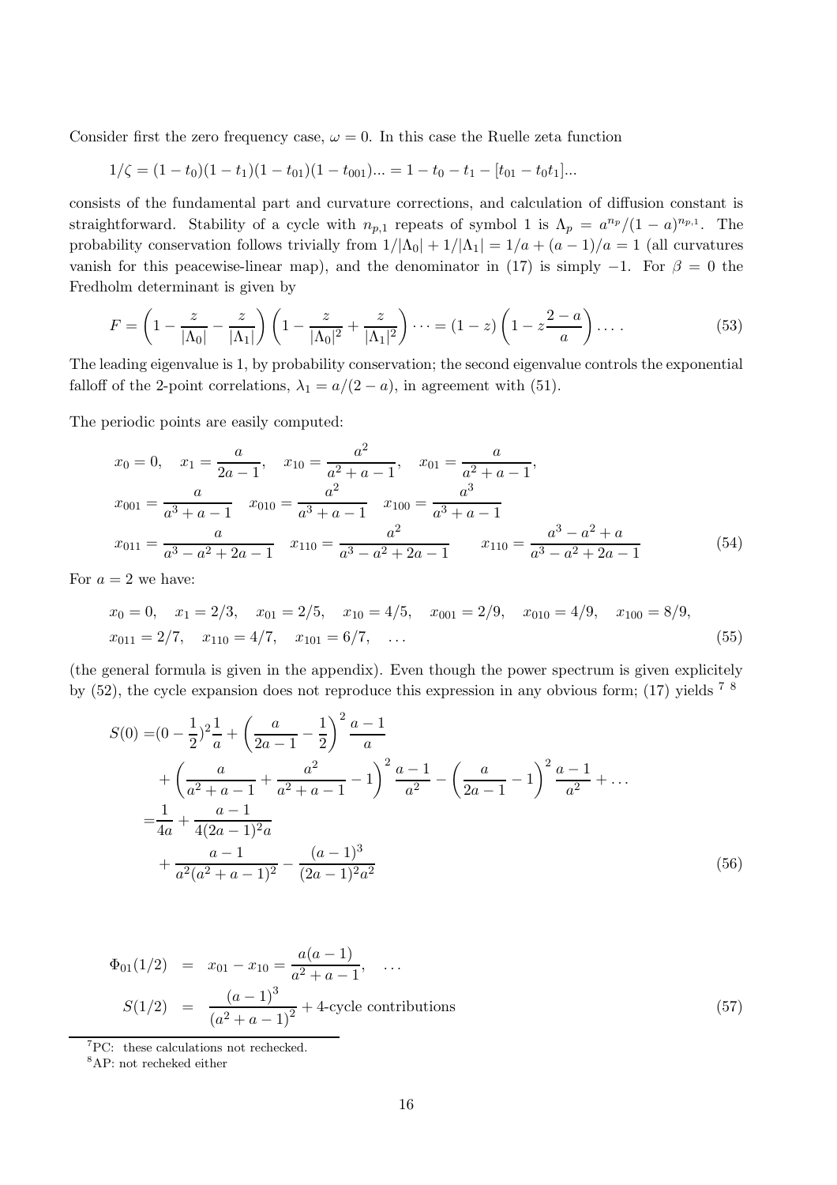Consider first the zero frequency case, $\omega = 0$. In this case the Ruelle zeta function

$$1/\zeta = (1-t_0)(1-t_1)(1-t_{01})(1-t_{001})... = 1 - t_0 - t_1 - [t_{01} - t_0 t_1]...$$

consists of the fundamental part and curvature corrections, and calculation of diffusion constant is straightforward. Stability of a cycle with $n_{p,1}$ repeats of symbol 1 is $\Lambda_p = a^{n_p}/(1-a)^{n_{p,1}}$. The probability conservation follows trivially from $1/|\Lambda_0| + 1/|\Lambda_1| = 1/a + (a-1)/a = 1$ (all curvatures vanish for this peacewise-linear map), and the denominator in (17) is simply $-1$. For $\beta = 0$ the Fredholm determinant is given by

$$F = \left(1 - \frac{z}{|\Lambda_0|} - \frac{z}{|\Lambda_1|}\right)\left(1 - \frac{z}{|\Lambda_0|^2} + \frac{z}{|\Lambda_1|^2}\right)\cdots = (1-z)\left(1 - z\frac{2-a}{a}\right)\ldots. \tag{53}$$

The leading eigenvalue is 1, by probability conservation; the second eigenvalue controls the exponential falloff of the 2-point correlations, $\lambda_1 = a/(2-a)$, in agreement with (51).

The periodic points are easily computed:

$$\begin{aligned}
&x_0 = 0, \quad x_1 = \frac{a}{2a-1}, \quad x_{10} = \frac{a^2}{a^2+a-1}, \quad x_{01} = \frac{a}{a^2+a-1}, \\
&x_{001} = \frac{a}{a^3+a-1} \quad x_{010} = \frac{a^2}{a^3+a-1} \quad x_{100} = \frac{a^3}{a^3+a-1} \\
&x_{011} = \frac{a}{a^3-a^2+2a-1} \quad x_{110} = \frac{a^2}{a^3-a^2+2a-1} \qquad x_{110} = \frac{a^3-a^2+a}{a^3-a^2+2a-1}
\end{aligned} \tag{54}$$

For $a = 2$ we have:

$$\begin{aligned}
&x_0 = 0, \quad x_1 = 2/3, \quad x_{01} = 2/5, \quad x_{10} = 4/5, \quad x_{001} = 2/9, \quad x_{010} = 4/9, \quad x_{100} = 8/9, \\
&x_{011} = 2/7, \quad x_{110} = 4/7, \quad x_{101} = 6/7, \quad \ldots
\end{aligned} \tag{55}$$

(the general formula is given in the appendix). Even though the power spectrum is given explicitely by (52), the cycle expansion does not reproduce this expression in any obvious form; (17) yields [7] [8]

$$\begin{aligned}
S(0) =& (0 - \frac{1}{2})^2 \frac{1}{a} + \left(\frac{a}{2a-1} - \frac{1}{2}\right)^2 \frac{a-1}{a} \\
&+ \left(\frac{a}{a^2+a-1} + \frac{a^2}{a^2+a-1} - 1\right)^2 \frac{a-1}{a^2} - \left(\frac{a}{2a-1} - 1\right)^2 \frac{a-1}{a^2} + \ldots \\
=& \frac{1}{4a} + \frac{a-1}{4(2a-1)^2 a} \\
&+ \frac{a-1}{a^2(a^2+a-1)^2} - \frac{(a-1)^3}{(2a-1)^2 a^2}
\end{aligned} \tag{56}$$

$$\begin{aligned}
\Phi_{01}(1/2) &= x_{01} - x_{10} = \frac{a(a-1)}{a^2+a-1}, \quad \ldots \\
S(1/2) &= \frac{(a-1)^3}{(a^2+a-1)^2} + \text{4-cycle contributions}
\end{aligned} \tag{57}$$

[7] PC: these calculations not rechecked.

[8] AP: not recheked either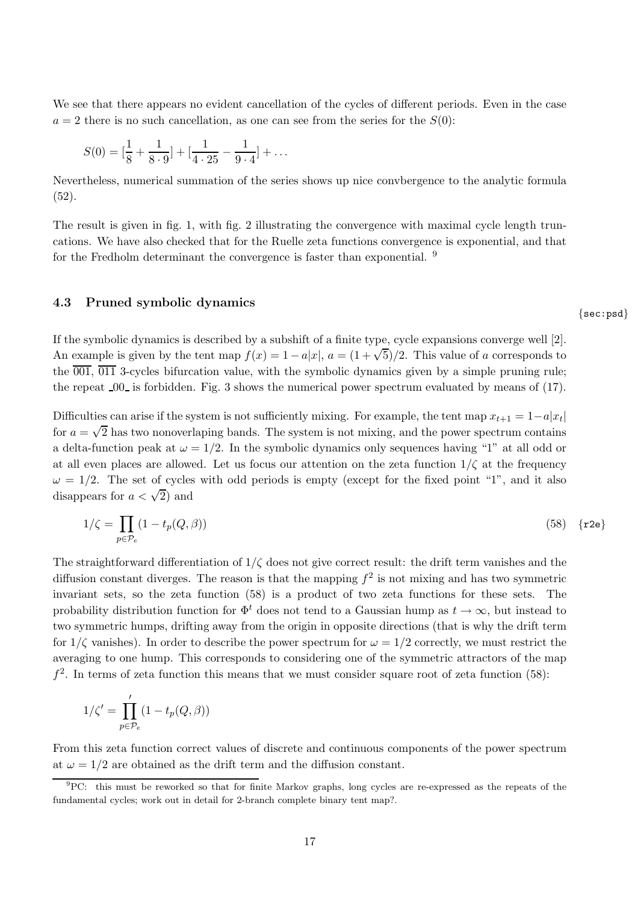We see that there appears no evident cancellation of the cycles of different periods. Even in the case $a = 2$ there is no such cancellation, as one can see from the series for the $S(0)$:

$$S(0) = [\frac{1}{8} + \frac{1}{8 \cdot 9}] + [\frac{1}{4 \cdot 25} - \frac{1}{9 \cdot 4}] + \dots$$

Nevertheless, numerical summation of the series shows up nice convbergence to the analytic formula (52).

The result is given in fig. 1, with fig. 2 illustrating the convergence with maximal cycle length truncations. We have also checked that for the Ruelle zeta functions convergence is exponential, and that for the Fredholm determinant the convergence is faster than exponential. [9]

### 4.3 Pruned symbolic dynamics

{sec:psd}

If the symbolic dynamics is described by a subshift of a finite type, cycle expansions converge well [2]. An example is given by the tent map $f(x) = 1 - a|x|$, $a = (1 + \sqrt{5})/2$. This value of $a$ corresponds to the $\overline{001}$, $\overline{011}$ 3-cycles bifurcation value, with the symbolic dynamics given by a simple pruning rule; the repeat $\_00\_$ is forbidden. Fig. 3 shows the numerical power spectrum evaluated by means of (17).

Difficulties can arise if the system is not sufficiently mixing. For example, the tent map $x_{t+1} = 1 - a|x_t|$ for $a = \sqrt{2}$ has two nonoverlaping bands. The system is not mixing, and the power spectrum contains a delta-function peak at $\omega = 1/2$. In the symbolic dynamics only sequences having "1" at all odd or at all even places are allowed. Let us focus our attention on the zeta function $1/\zeta$ at the frequency $\omega = 1/2$. The set of cycles with odd periods is empty (except for the fixed point "1", and it also disappears for $a < \sqrt{2}$) and

$$1/\zeta = \prod_{p \in \mathcal{P}_e} (1 - t_p(Q, \beta)) \tag{58}$$

{r2e}

The straightforward differentiation of $1/\zeta$ does not give correct result: the drift term vanishes and the diffusion constant diverges. The reason is that the mapping $f^2$ is not mixing and has two symmetric invariant sets, so the zeta function (58) is a product of two zeta functions for these sets. The probability distribution function for $\Phi^t$ does not tend to a Gaussian hump as $t \to \infty$, but instead to two symmetric humps, drifting away from the origin in opposite directions (that is why the drift term for $1/\zeta$ vanishes). In order to describe the power spectrum for $\omega = 1/2$ correctly, we must restrict the averaging to one hump. This corresponds to considering one of the symmetric attractors of the map $f^2$. In terms of zeta function this means that we must consider square root of zeta function (58):

$$1/\zeta' = \prod_{p \in \mathcal{P}_e}{}' (1 - t_p(Q, \beta))$$

From this zeta function correct values of discrete and continuous components of the power spectrum at $\omega = 1/2$ are obtained as the drift term and the diffusion constant.

[9] PC: this must be reworked so that for finite Markov graphs, long cycles are re-expressed as the repeats of the fundamental cycles; work out in detail for 2-branch complete binary tent map?.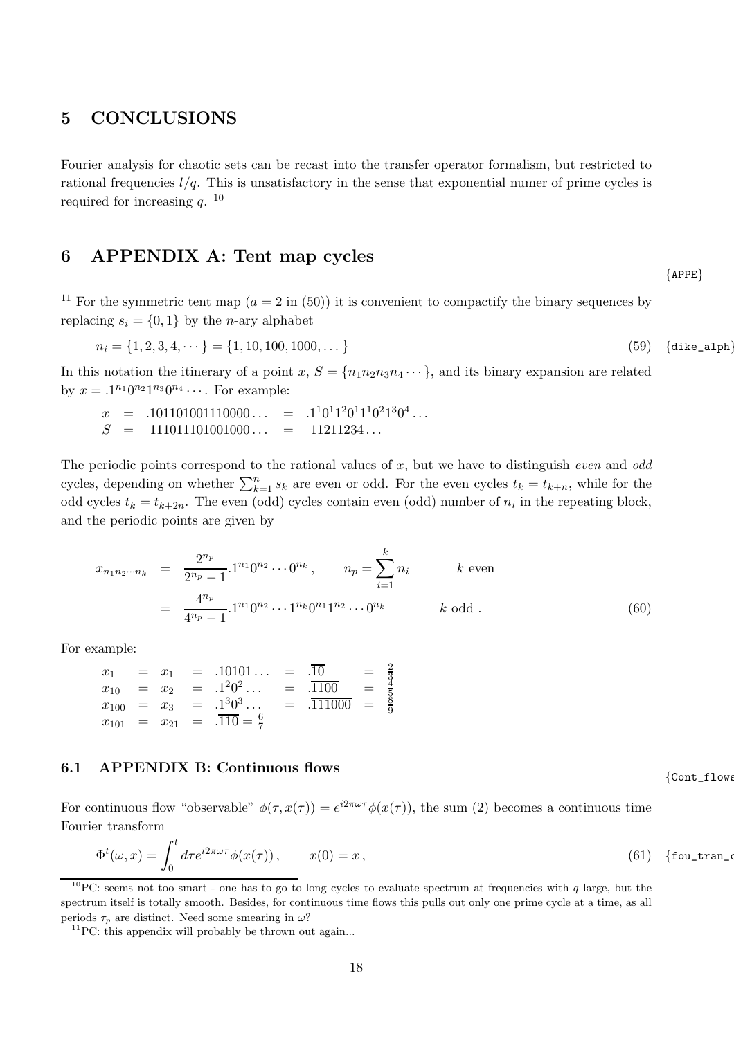# 5 CONCLUSIONS

Fourier analysis for chaotic sets can be recast into the transfer operator formalism, but restricted to rational frequencies $l/q$. This is unsatisfactory in the sense that exponential numer of prime cycles is required for increasing $q$. [10]

# 6 APPENDIX A: Tent map cycles

{APPE}

[11] For the symmetric tent map ($a = 2$ in (50)) it is convenient to compactify the binary sequences by replacing $s_i = \{0, 1\}$ by the $n$-ary alphabet

$$n_i = \{1, 2, 3, 4, \cdots\} = \{1, 10, 100, 1000, \dots\} \tag{59}$$

{dike_alph}

In this notation the itinerary of a point $x$, $S = \{n_1 n_2 n_3 n_4 \cdots\}$, and its binary expansion are related by $x = .1^{n_1}0^{n_2}1^{n_3}0^{n_4}\cdots$. For example:

$$\begin{aligned} x &= .101101001110000\dots &&= .1^1 0^1 1^2 0^1 1^1 0^2 1^3 0^4 \dots \\ S &= \ \ 111011101001000\dots &&= \ \ 11211234\dots \end{aligned}$$

The periodic points correspond to the rational values of $x$, but we have to distinguish *even* and *odd* cycles, depending on whether $\sum_{k=1}^{n} s_k$ are even or odd. For the even cycles $t_k = t_{k+n}$, while for the odd cycles $t_k = t_{k+2n}$. The even (odd) cycles contain even (odd) number of $n_i$ in the repeating block, and the periodic points are given by

$$\begin{aligned} x_{n_1 n_2 \cdots n_k} &= \frac{2^{n_p}}{2^{n_p}-1} .1^{n_1}0^{n_2}\cdots 0^{n_k}\,, \qquad n_p = \sum_{i=1}^{k} n_i \qquad\qquad k \text{ even} \\ &= \frac{4^{n_p}}{4^{n_p}-1} .1^{n_1}0^{n_2}\cdots 1^{n_k}0^{n_1}1^{n_2}\cdots 0^{n_k} \qquad\qquad k \text{ odd}\,. \end{aligned} \tag{60}$$

For example:

$$\begin{aligned} x_1 &= x_1 &&= .10101\dots &&= .\overline{10} &&= \tfrac{2}{3} \\ x_{10} &= x_2 &&= .1^2 0^2\dots &&= .\overline{1100} &&= \tfrac{4}{5} \\ x_{100} &= x_3 &&= .1^3 0^3\dots &&= .\overline{111000} &&= \tfrac{8}{9} \\ x_{101} &= x_{21} &&= .\overline{110} = \tfrac{6}{7} \end{aligned}$$

## 6.1 APPENDIX B: Continuous flows

{Cont_flows}

For continuous flow "observable" $\phi(\tau, x(\tau)) = e^{i2\pi\omega\tau}\phi(x(\tau))$, the sum (2) becomes a continuous time Fourier transform

$$\Phi^t(\omega, x) = \int_0^t d\tau e^{i2\pi\omega\tau}\phi(x(\tau))\,, \qquad x(0) = x\,, \tag{61}$$

{fou_tran_c

[10] PC: seems not too smart - one has to go to long cycles to evaluate spectrum at frequencies with $q$ large, but the spectrum itself is totally smooth. Besides, for continuous time flows this pulls out only one prime cycle at a time, as all periods $\tau_p$ are distinct. Need some smearing in $\omega$?

[11] PC: this appendix will probably be thrown out again...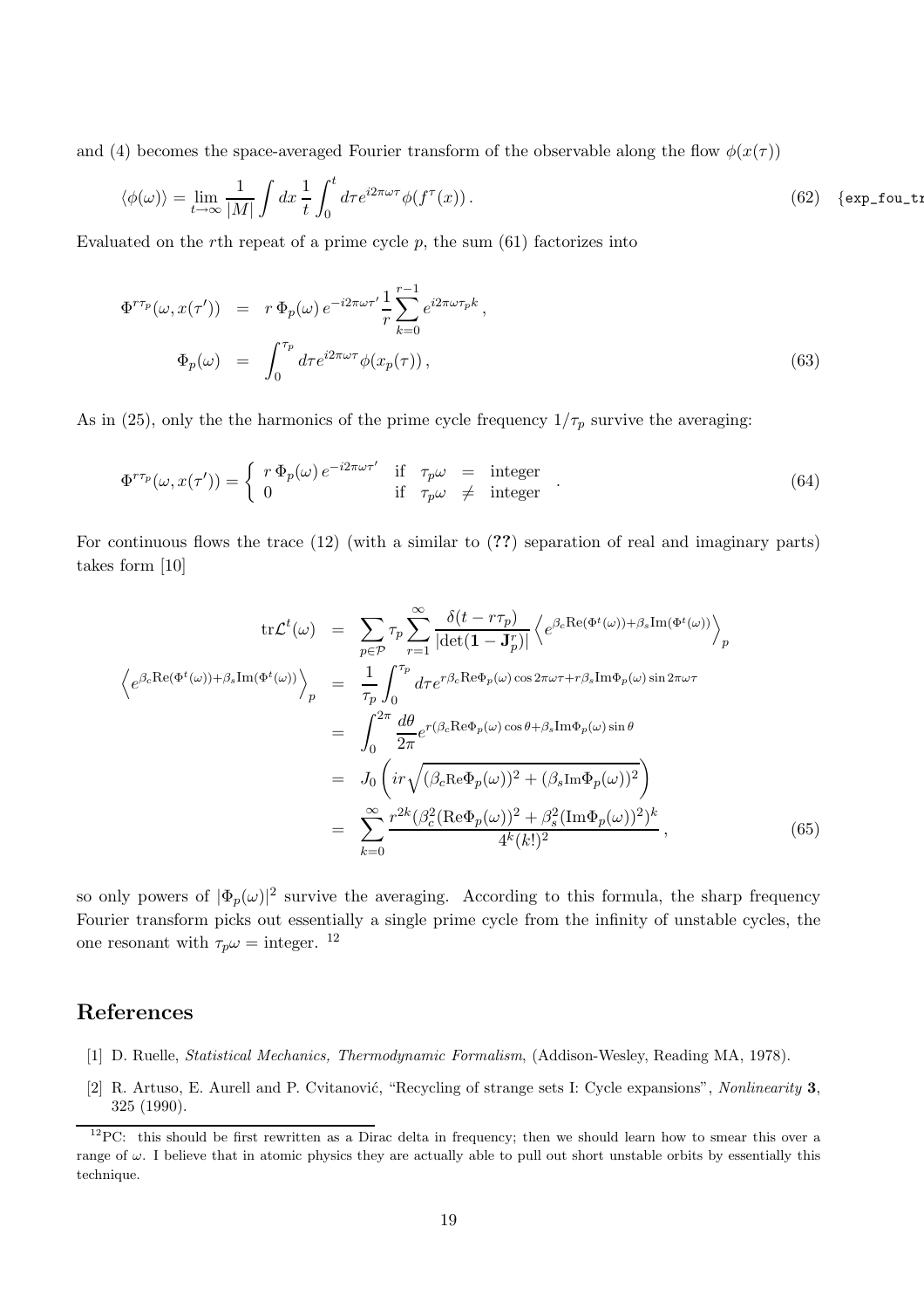and (4) becomes the space-averaged Fourier transform of the observable along the flow $\phi(x(\tau))$

$$
\langle \phi(\omega) \rangle = \lim_{t \to \infty} \frac{1}{|M|} \int dx \, \frac{1}{t} \int_0^t d\tau e^{i2\pi\omega\tau} \phi(f^\tau(x)) \,. \tag{62}
$$

Evaluated on the $r$th repeat of a prime cycle $p$, the sum (61) factorizes into

$$
\begin{aligned}
\Phi^{r\tau_p}(\omega, x(\tau')) &= r \, \Phi_p(\omega) \, e^{-i2\pi\omega\tau'} \frac{1}{r} \sum_{k=0}^{r-1} e^{i2\pi\omega\tau_p k} \,, \\
\Phi_p(\omega) &= \int_0^{\tau_p} d\tau e^{i2\pi\omega\tau} \phi(x_p(\tau)) \,,
\end{aligned} \tag{63}
$$

As in (25), only the the harmonics of the prime cycle frequency $1/\tau_p$ survive the averaging:

$$
\Phi^{r\tau_p}(\omega, x(\tau')) = \left\{ \begin{array}{lll} r \, \Phi_p(\omega) \, e^{-i2\pi\omega\tau'} & \text{if} \quad \tau_p\omega & = \quad \text{integer} \\ 0 & \text{if} \quad \tau_p\omega & \neq \quad \text{integer} \end{array} \right. . \tag{64}
$$

For continuous flows the trace (12) (with a similar to (**??**) separation of real and imaginary parts) takes form [10]

$$
\begin{aligned}
\mathrm{tr}\mathcal{L}^t(\omega) &= \sum_{p \in \mathcal{P}} \tau_p \sum_{r=1}^{\infty} \frac{\delta(t - r\tau_p)}{|\det(\mathbf{1} - \mathbf{J}_p^r)|} \left\langle e^{\beta_c \mathrm{Re}(\Phi^t(\omega)) + \beta_s \mathrm{Im}(\Phi^t(\omega))} \right\rangle_p \\
\left\langle e^{\beta_c \mathrm{Re}(\Phi^t(\omega)) + \beta_s \mathrm{Im}(\Phi^t(\omega))} \right\rangle_p &= \frac{1}{\tau_p} \int_0^{\tau_p} d\tau e^{r\beta_c \mathrm{Re}\Phi_p(\omega) \cos 2\pi\omega\tau + r\beta_s \mathrm{Im}\Phi_p(\omega) \sin 2\pi\omega\tau} \\
&= \int_0^{2\pi} \frac{d\theta}{2\pi} e^{r(\beta_c \mathrm{Re}\Phi_p(\omega) \cos\theta + \beta_s \mathrm{Im}\Phi_p(\omega) \sin\theta} \\
&= J_0 \left( ir \sqrt{(\beta_c \mathrm{Re}\Phi_p(\omega))^2 + (\beta_s \mathrm{Im}\Phi_p(\omega))^2} \right) \\
&= \sum_{k=0}^{\infty} \frac{r^{2k} (\beta_c^2 (\mathrm{Re}\Phi_p(\omega))^2 + \beta_s^2 (\mathrm{Im}\Phi_p(\omega))^2)^k}{4^k (k!)^2} \,,
\end{aligned} \tag{65}
$$

so only powers of $|\Phi_p(\omega)|^2$ survive the averaging. According to this formula, the sharp frequency Fourier transform picks out essentially a single prime cycle from the infinity of unstable cycles, the one resonant with $\tau_p\omega = $ integer. [12]

## References

[1] D. Ruelle, *Statistical Mechanics, Thermodynamic Formalism*, (Addison-Wesley, Reading MA, 1978).

[2] R. Artuso, E. Aurell and P. Cvitanović, "Recycling of strange sets I: Cycle expansions", *Nonlinearity* **3**, 325 (1990).

---

[12] PC: this should be first rewritten as a Dirac delta in frequency; then we should learn how to smear this over a range of $\omega$. I believe that in atomic physics they are actually able to pull out short unstable orbits by essentially this technique.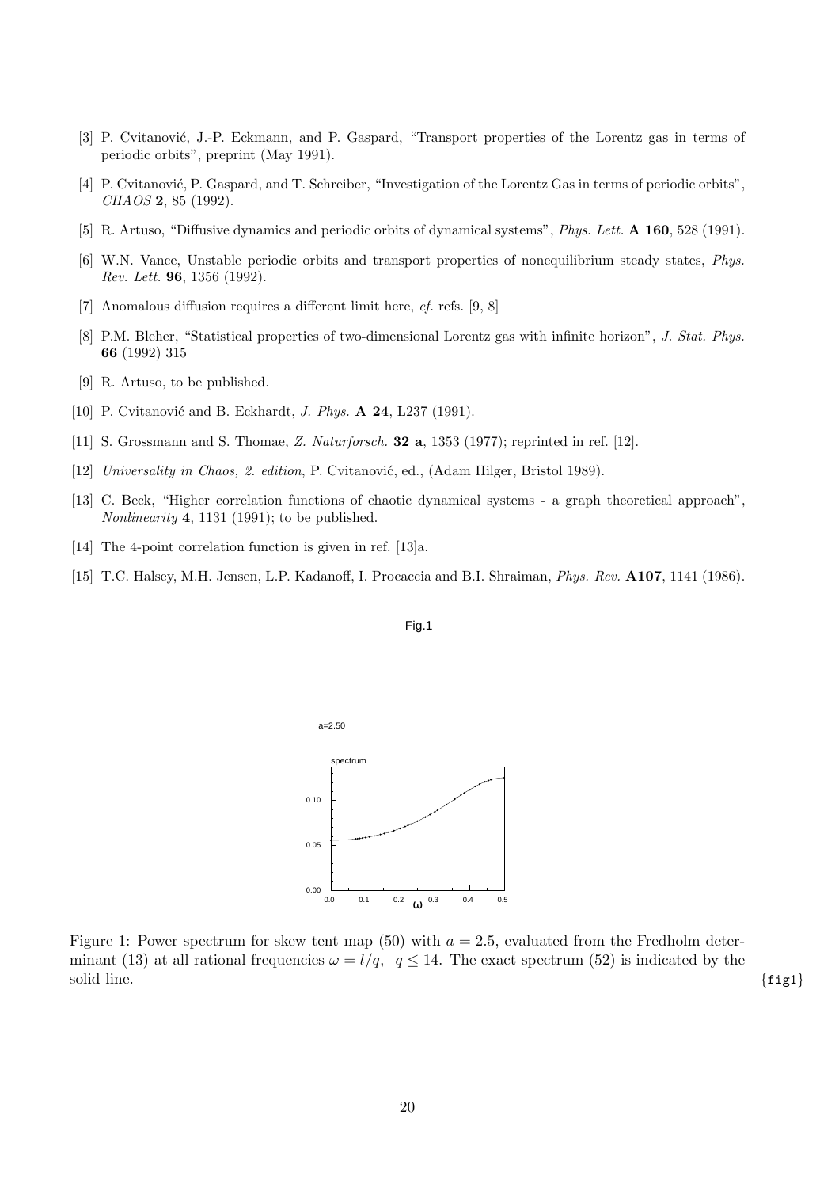[3] P. Cvitanović, J.-P. Eckmann, and P. Gaspard, "Transport properties of the Lorentz gas in terms of periodic orbits", preprint (May 1991).

[4] P. Cvitanović, P. Gaspard, and T. Schreiber, "Investigation of the Lorentz Gas in terms of periodic orbits", *CHAOS* **2**, 85 (1992).

[5] R. Artuso, "Diffusive dynamics and periodic orbits of dynamical systems", *Phys. Lett.* **A 160**, 528 (1991).

[6] W.N. Vance, Unstable periodic orbits and transport properties of nonequilibrium steady states, *Phys. Rev. Lett.* **96**, 1356 (1992).

[7] Anomalous diffusion requires a different limit here, *cf.* refs. [9, 8]

[8] P.M. Bleher, "Statistical properties of two-dimensional Lorentz gas with infinite horizon", *J. Stat. Phys.* **66** (1992) 315

[9] R. Artuso, to be published.

[10] P. Cvitanović and B. Eckhardt, *J. Phys.* **A 24**, L237 (1991).

[11] S. Grossmann and S. Thomae, *Z. Naturforsch.* **32 a**, 1353 (1977); reprinted in ref. [12].

[12] *Universality in Chaos, 2. edition*, P. Cvitanović, ed., (Adam Hilger, Bristol 1989).

[13] C. Beck, "Higher correlation functions of chaotic dynamical systems - a graph theoretical approach", *Nonlinearity* **4**, 1131 (1991); to be published.

[14] The 4-point correlation function is given in ref. [13]a.

[15] T.C. Halsey, M.H. Jensen, L.P. Kadanoff, I. Procaccia and B.I. Shraiman, *Phys. Rev.* **A107**, 1141 (1986).

Fig.1

Figure 1: Power spectrum for skew tent map (50) with $a = 2.5$, evaluated from the Fredholm determinant (13) at all rational frequencies $\omega = l/q, \;\; q \leq 14$. The exact spectrum (52) is indicated by the solid line. {fig1}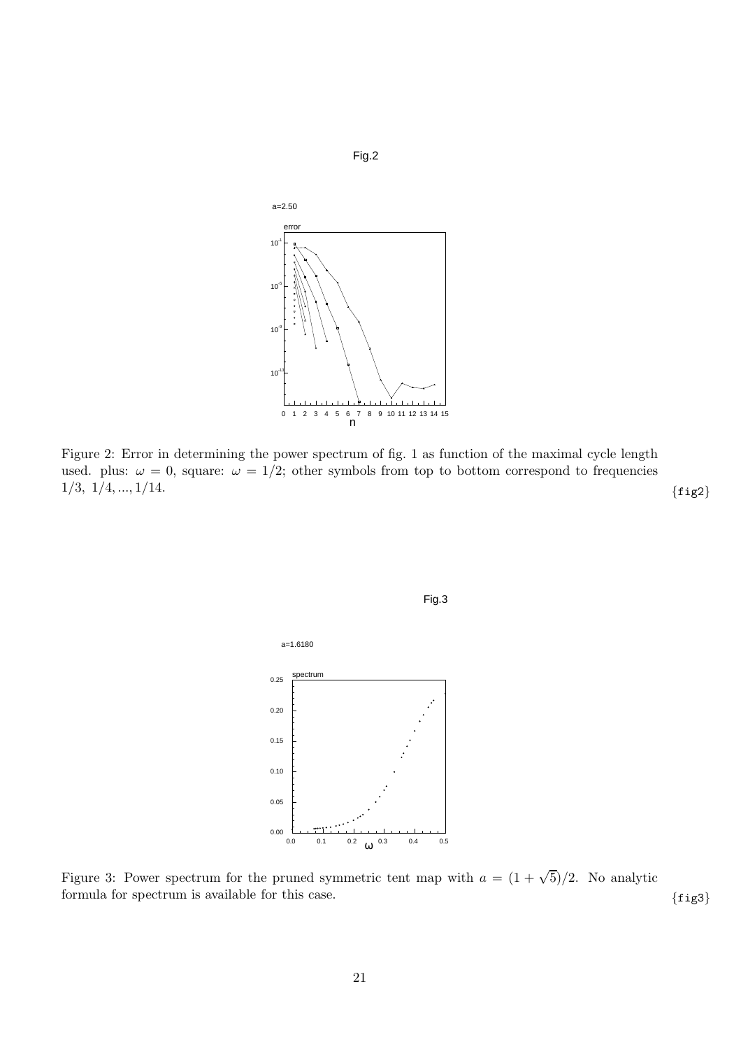Fig.2

a=2.50

error

$10^{-1}$

$10^{-5}$

$10^{-9}$

$10^{-13}$

0 1 2 3 4 5 6 7 8 9 10 11 12 13 14 15

n

Figure 2: Error in determining the power spectrum of fig. 1 as function of the maximal cycle length used. plus: $\omega = 0$, square: $\omega = 1/2$; other symbols from top to bottom correspond to frequencies $1/3,\ 1/4, ..., 1/14$. {fig2}

Fig.3

a=1.6180

spectrum

0.25

0.20

0.15

0.10

0.05

0.00

0.0 0.1 0.2 0.3 0.4 0.5

$\omega$

Figure 3: Power spectrum for the pruned symmetric tent map with $a = (1+\sqrt{5})/2$. No analytic formula for spectrum is available for this case. {fig3}